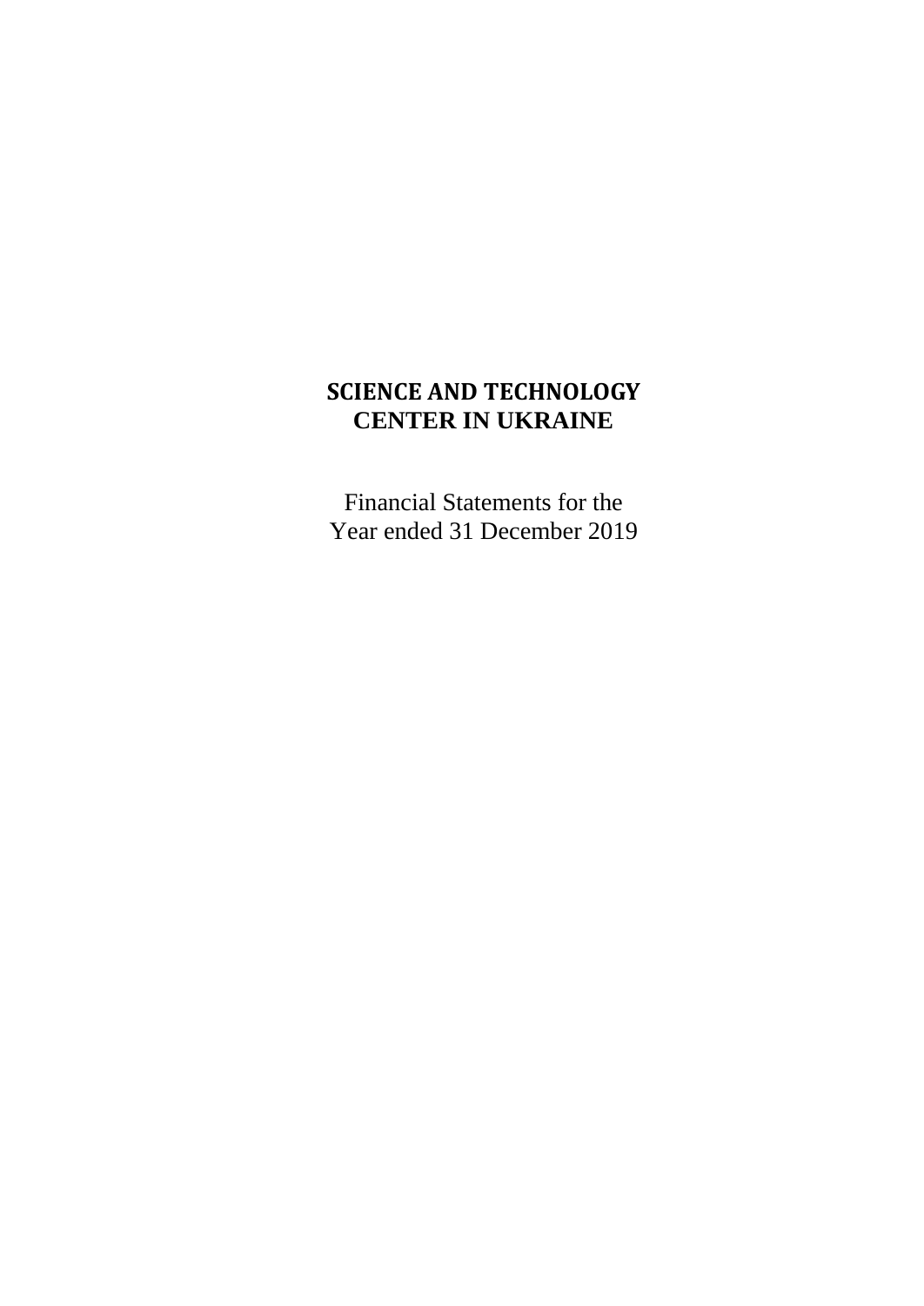# SCIENCE AND TECHNOLOGY CENTER IN UKRAINE

Financial Statements for the Year ended 31 December 2019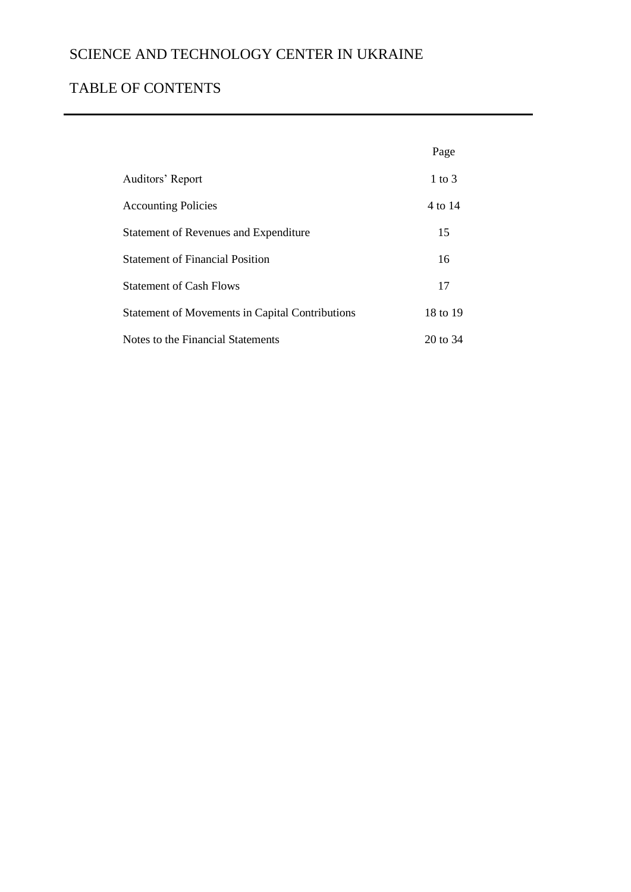# SCIENCE AND TECHNOLOGY CENTER IN UKRAINE

## TABLE OF CONTENTS

---

| | Page |
|---|---|
| Auditors' Report | 1 to 3 |
| Accounting Policies | 4 to 14 |
| Statement of Revenues and Expenditure | 15 |
| Statement of Financial Position | 16 |
| Statement of Cash Flows | 17 |
| Statement of Movements in Capital Contributions | 18 to 19 |
| Notes to the Financial Statements | 20 to 34 |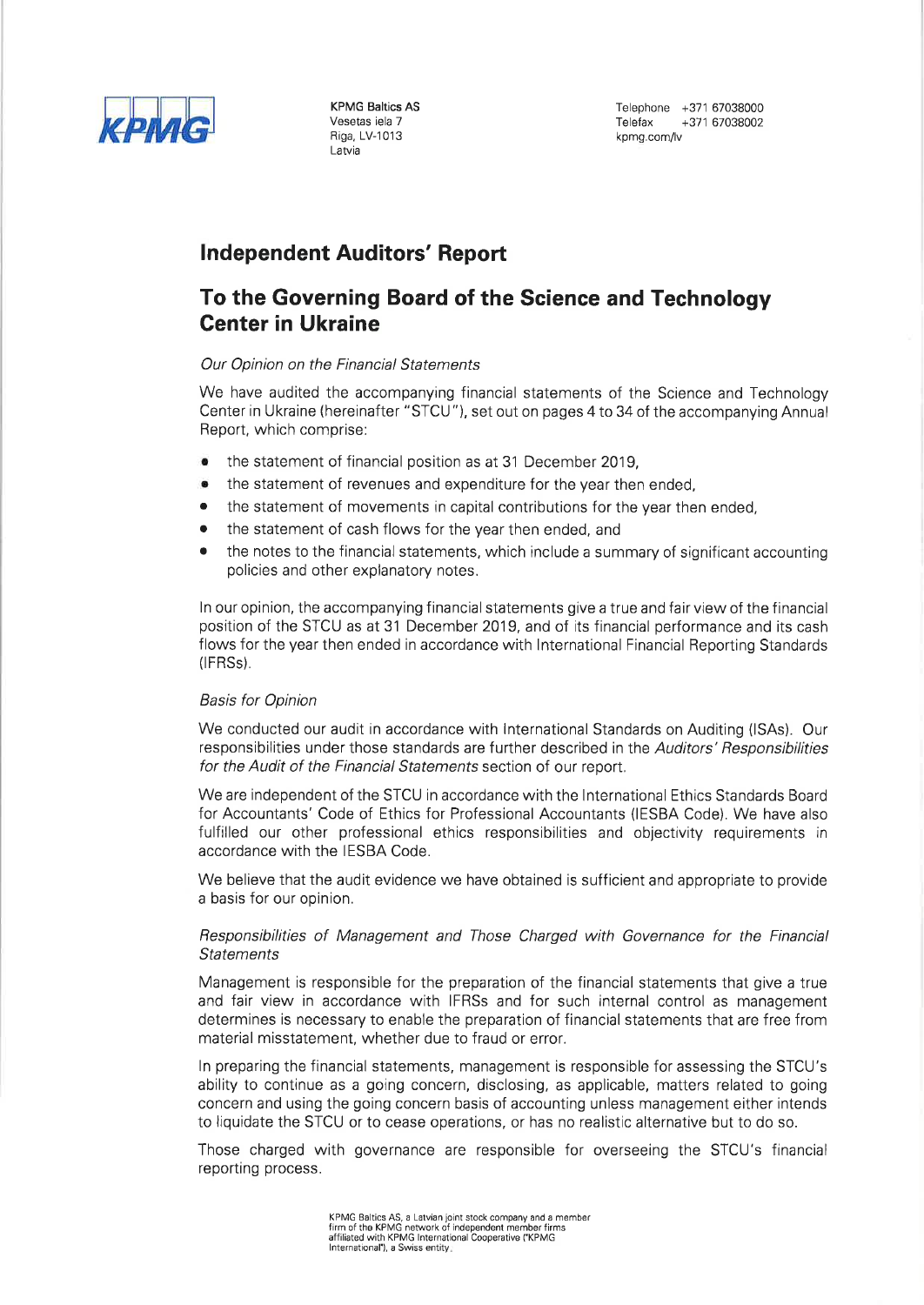KPMG Baltics AS
Vesetas iela 7
Riga, LV-1013
Latvia

Telephone +371 67038000
Telefax +371 67038002
kpmg.com/lv

# Independent Auditors' Report

## To the Governing Board of the Science and Technology Center in Ukraine

*Our Opinion on the Financial Statements*

We have audited the accompanying financial statements of the Science and Technology Center in Ukraine (hereinafter "STCU"), set out on pages 4 to 34 of the accompanying Annual Report, which comprise:

- the statement of financial position as at 31 December 2019,
- the statement of revenues and expenditure for the year then ended,
- the statement of movements in capital contributions for the year then ended,
- the statement of cash flows for the year then ended, and
- the notes to the financial statements, which include a summary of significant accounting policies and other explanatory notes.

In our opinion, the accompanying financial statements give a true and fair view of the financial position of the STCU as at 31 December 2019, and of its financial performance and its cash flows for the year then ended in accordance with International Financial Reporting Standards (IFRSs).

*Basis for Opinion*

We conducted our audit in accordance with International Standards on Auditing (ISAs). Our responsibilities under those standards are further described in the *Auditors' Responsibilities for the Audit of the Financial Statements* section of our report.

We are independent of the STCU in accordance with the International Ethics Standards Board for Accountants' Code of Ethics for Professional Accountants (IESBA Code). We have also fulfilled our other professional ethics responsibilities and objectivity requirements in accordance with the IESBA Code.

We believe that the audit evidence we have obtained is sufficient and appropriate to provide a basis for our opinion.

*Responsibilities of Management and Those Charged with Governance for the Financial Statements*

Management is responsible for the preparation of the financial statements that give a true and fair view in accordance with IFRSs and for such internal control as management determines is necessary to enable the preparation of financial statements that are free from material misstatement, whether due to fraud or error.

In preparing the financial statements, management is responsible for assessing the STCU's ability to continue as a going concern, disclosing, as applicable, matters related to going concern and using the going concern basis of accounting unless management either intends to liquidate the STCU or to cease operations, or has no realistic alternative but to do so.

Those charged with governance are responsible for overseeing the STCU's financial reporting process.

KPMG Baltics AS, a Latvian joint stock company and a member firm of the KPMG network of independent member firms affiliated with KPMG International Cooperative ("KPMG International"), a Swiss entity.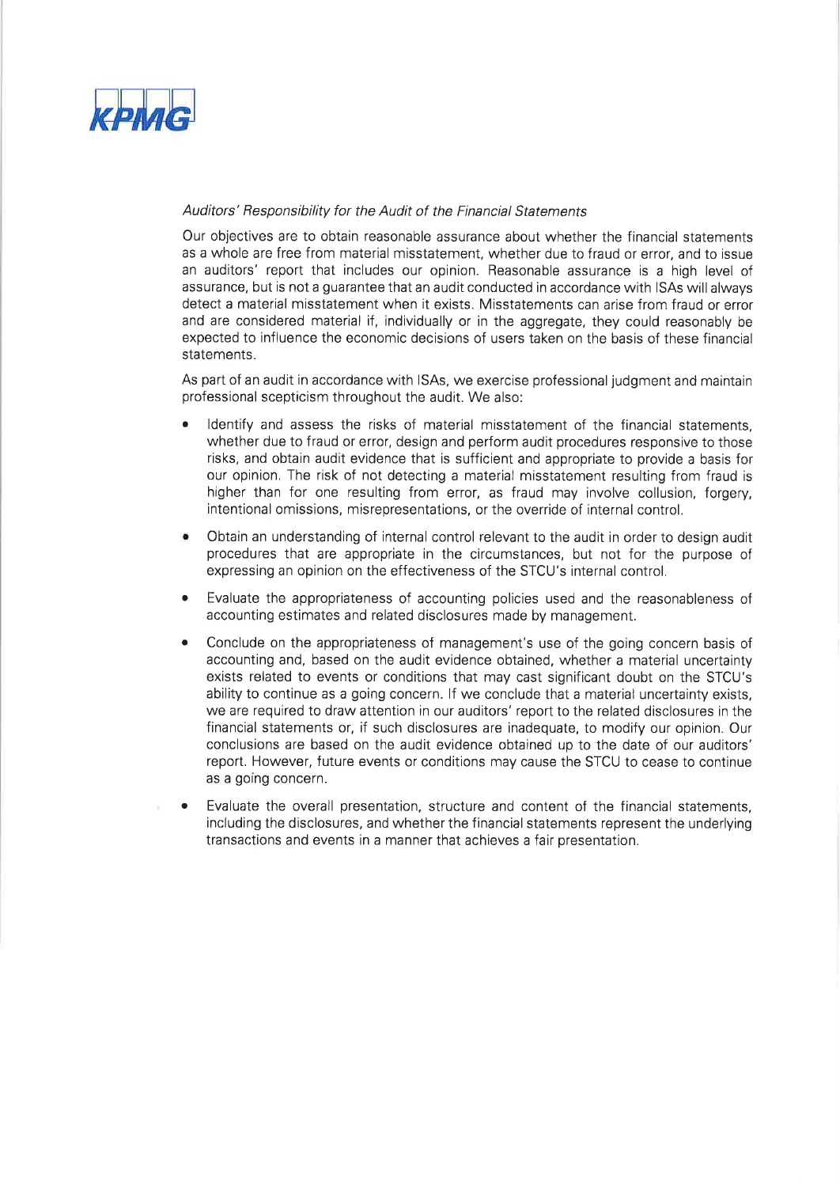*Auditors' Responsibility for the Audit of the Financial Statements*

Our objectives are to obtain reasonable assurance about whether the financial statements as a whole are free from material misstatement, whether due to fraud or error, and to issue an auditors' report that includes our opinion. Reasonable assurance is a high level of assurance, but is not a guarantee that an audit conducted in accordance with ISAs will always detect a material misstatement when it exists. Misstatements can arise from fraud or error and are considered material if, individually or in the aggregate, they could reasonably be expected to influence the economic decisions of users taken on the basis of these financial statements.

As part of an audit in accordance with ISAs, we exercise professional judgment and maintain professional scepticism throughout the audit. We also:

- Identify and assess the risks of material misstatement of the financial statements, whether due to fraud or error, design and perform audit procedures responsive to those risks, and obtain audit evidence that is sufficient and appropriate to provide a basis for our opinion. The risk of not detecting a material misstatement resulting from fraud is higher than for one resulting from error, as fraud may involve collusion, forgery, intentional omissions, misrepresentations, or the override of internal control.
- Obtain an understanding of internal control relevant to the audit in order to design audit procedures that are appropriate in the circumstances, but not for the purpose of expressing an opinion on the effectiveness of the STCU's internal control.
- Evaluate the appropriateness of accounting policies used and the reasonableness of accounting estimates and related disclosures made by management.
- Conclude on the appropriateness of management's use of the going concern basis of accounting and, based on the audit evidence obtained, whether a material uncertainty exists related to events or conditions that may cast significant doubt on the STCU's ability to continue as a going concern. If we conclude that a material uncertainty exists, we are required to draw attention in our auditors' report to the related disclosures in the financial statements or, if such disclosures are inadequate, to modify our opinion. Our conclusions are based on the audit evidence obtained up to the date of our auditors' report. However, future events or conditions may cause the STCU to cease to continue as a going concern.
- Evaluate the overall presentation, structure and content of the financial statements, including the disclosures, and whether the financial statements represent the underlying transactions and events in a manner that achieves a fair presentation.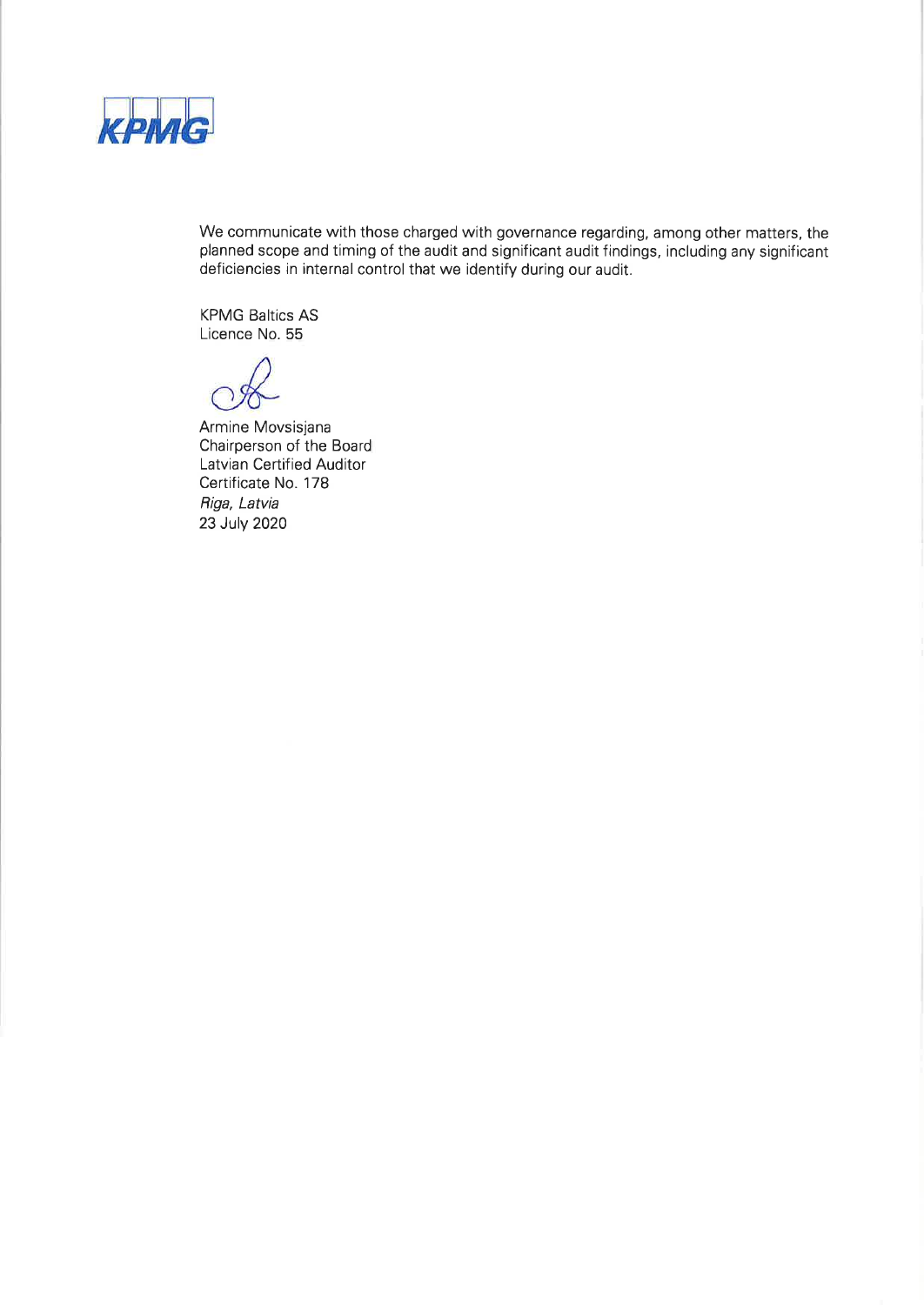We communicate with those charged with governance regarding, among other matters, the planned scope and timing of the audit and significant audit findings, including any significant deficiencies in internal control that we identify during our audit.

KPMG Baltics AS  
Licence No. 55

Armine Movsisjana  
Chairperson of the Board  
Latvian Certified Auditor  
Certificate No. 178  
*Riga, Latvia*  
23 July 2020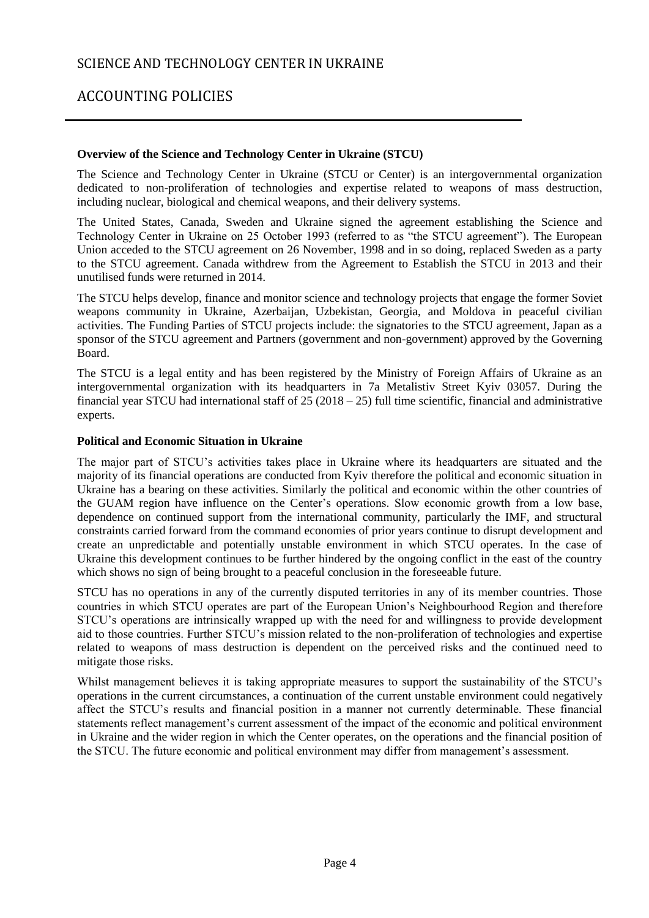# SCIENCE AND TECHNOLOGY CENTER IN UKRAINE

## ACCOUNTING POLICIES

**Overview of the Science and Technology Center in Ukraine (STCU)**

The Science and Technology Center in Ukraine (STCU or Center) is an intergovernmental organization dedicated to non-proliferation of technologies and expertise related to weapons of mass destruction, including nuclear, biological and chemical weapons, and their delivery systems.

The United States, Canada, Sweden and Ukraine signed the agreement establishing the Science and Technology Center in Ukraine on 25 October 1993 (referred to as "the STCU agreement"). The European Union acceded to the STCU agreement on 26 November, 1998 and in so doing, replaced Sweden as a party to the STCU agreement. Canada withdrew from the Agreement to Establish the STCU in 2013 and their unutilised funds were returned in 2014.

The STCU helps develop, finance and monitor science and technology projects that engage the former Soviet weapons community in Ukraine, Azerbaijan, Uzbekistan, Georgia, and Moldova in peaceful civilian activities. The Funding Parties of STCU projects include: the signatories to the STCU agreement, Japan as a sponsor of the STCU agreement and Partners (government and non-government) approved by the Governing Board.

The STCU is a legal entity and has been registered by the Ministry of Foreign Affairs of Ukraine as an intergovernmental organization with its headquarters in 7a Metalistiv Street Kyiv 03057. During the financial year STCU had international staff of 25 (2018 – 25) full time scientific, financial and administrative experts.

**Political and Economic Situation in Ukraine**

The major part of STCU's activities takes place in Ukraine where its headquarters are situated and the majority of its financial operations are conducted from Kyiv therefore the political and economic situation in Ukraine has a bearing on these activities. Similarly the political and economic within the other countries of the GUAM region have influence on the Center's operations. Slow economic growth from a low base, dependence on continued support from the international community, particularly the IMF, and structural constraints carried forward from the command economies of prior years continue to disrupt development and create an unpredictable and potentially unstable environment in which STCU operates. In the case of Ukraine this development continues to be further hindered by the ongoing conflict in the east of the country which shows no sign of being brought to a peaceful conclusion in the foreseeable future.

STCU has no operations in any of the currently disputed territories in any of its member countries. Those countries in which STCU operates are part of the European Union's Neighbourhood Region and therefore STCU's operations are intrinsically wrapped up with the need for and willingness to provide development aid to those countries. Further STCU's mission related to the non-proliferation of technologies and expertise related to weapons of mass destruction is dependent on the perceived risks and the continued need to mitigate those risks.

Whilst management believes it is taking appropriate measures to support the sustainability of the STCU's operations in the current circumstances, a continuation of the current unstable environment could negatively affect the STCU's results and financial position in a manner not currently determinable. These financial statements reflect management's current assessment of the impact of the economic and political environment in Ukraine and the wider region in which the Center operates, on the operations and the financial position of the STCU. The future economic and political environment may differ from management's assessment.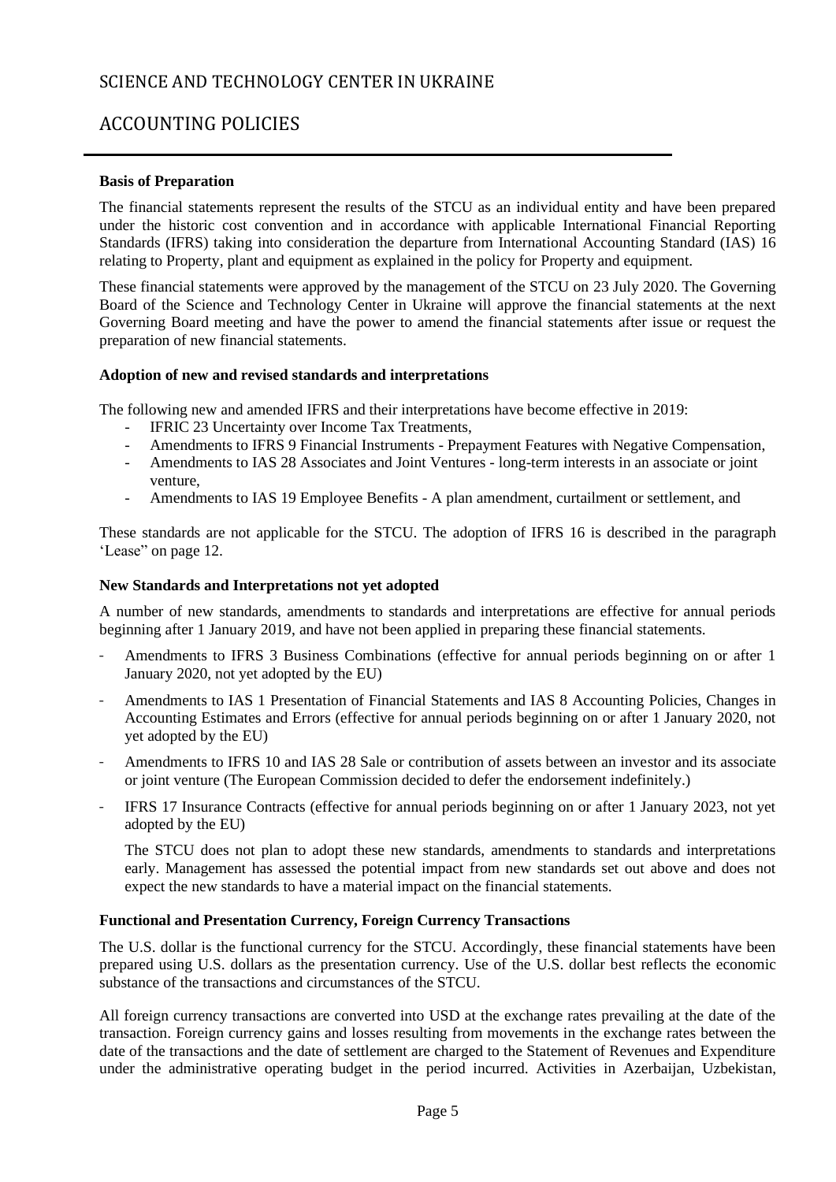# SCIENCE AND TECHNOLOGY CENTER IN UKRAINE

## ACCOUNTING POLICIES

**Basis of Preparation**

The financial statements represent the results of the STCU as an individual entity and have been prepared under the historic cost convention and in accordance with applicable International Financial Reporting Standards (IFRS) taking into consideration the departure from International Accounting Standard (IAS) 16 relating to Property, plant and equipment as explained in the policy for Property and equipment.

These financial statements were approved by the management of the STCU on 23 July 2020. The Governing Board of the Science and Technology Center in Ukraine will approve the financial statements at the next Governing Board meeting and have the power to amend the financial statements after issue or request the preparation of new financial statements.

**Adoption of new and revised standards and interpretations**

The following new and amended IFRS and their interpretations have become effective in 2019:

- IFRIC 23 Uncertainty over Income Tax Treatments,
- Amendments to IFRS 9 Financial Instruments - Prepayment Features with Negative Compensation,
- Amendments to IAS 28 Associates and Joint Ventures - long-term interests in an associate or joint venture,
- Amendments to IAS 19 Employee Benefits - A plan amendment, curtailment or settlement, and

These standards are not applicable for the STCU. The adoption of IFRS 16 is described in the paragraph 'Lease" on page 12.

**New Standards and Interpretations not yet adopted**

A number of new standards, amendments to standards and interpretations are effective for annual periods beginning after 1 January 2019, and have not been applied in preparing these financial statements.

- Amendments to IFRS 3 Business Combinations (effective for annual periods beginning on or after 1 January 2020, not yet adopted by the EU)
- Amendments to IAS 1 Presentation of Financial Statements and IAS 8 Accounting Policies, Changes in Accounting Estimates and Errors (effective for annual periods beginning on or after 1 January 2020, not yet adopted by the EU)
- Amendments to IFRS 10 and IAS 28 Sale or contribution of assets between an investor and its associate or joint venture (The European Commission decided to defer the endorsement indefinitely.)
- IFRS 17 Insurance Contracts (effective for annual periods beginning on or after 1 January 2023, not yet adopted by the EU)

  The STCU does not plan to adopt these new standards, amendments to standards and interpretations early. Management has assessed the potential impact from new standards set out above and does not expect the new standards to have a material impact on the financial statements.

**Functional and Presentation Currency, Foreign Currency Transactions**

The U.S. dollar is the functional currency for the STCU. Accordingly, these financial statements have been prepared using U.S. dollars as the presentation currency. Use of the U.S. dollar best reflects the economic substance of the transactions and circumstances of the STCU.

All foreign currency transactions are converted into USD at the exchange rates prevailing at the date of the transaction. Foreign currency gains and losses resulting from movements in the exchange rates between the date of the transactions and the date of settlement are charged to the Statement of Revenues and Expenditure under the administrative operating budget in the period incurred. Activities in Azerbaijan, Uzbekistan,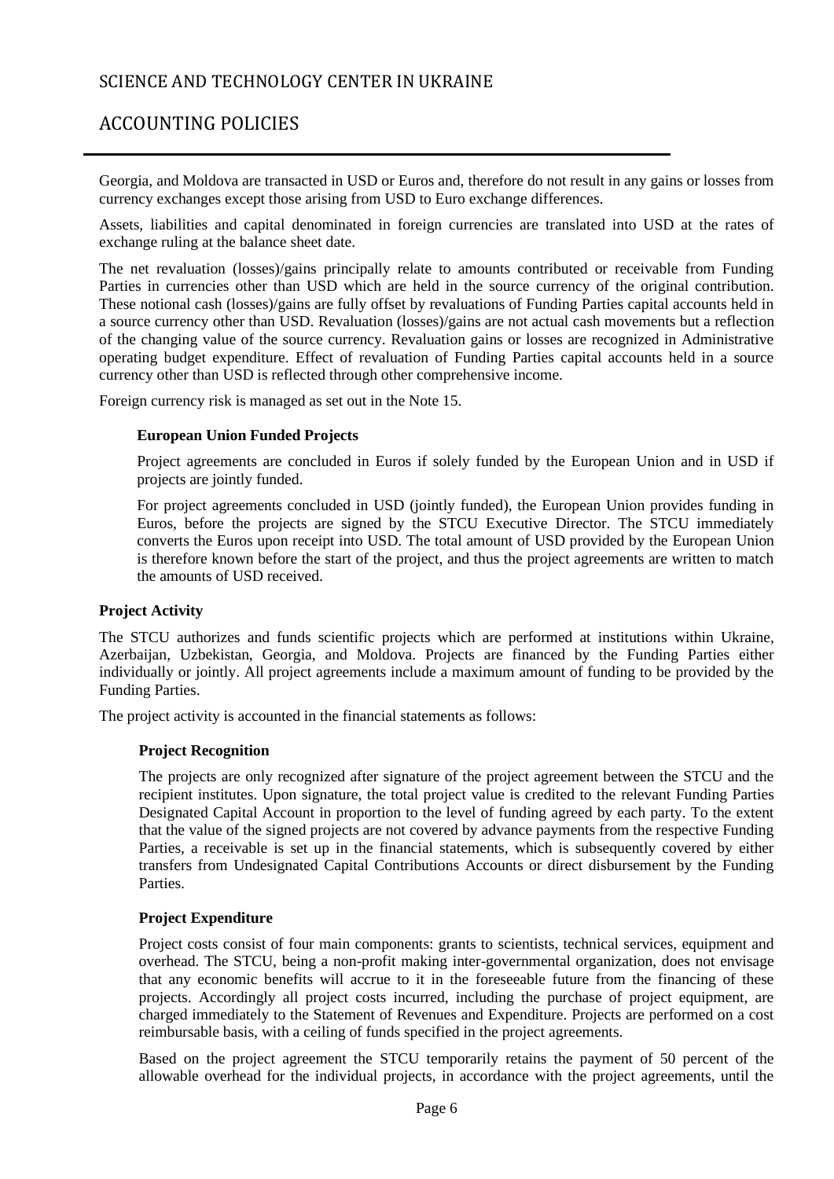Georgia, and Moldova are transacted in USD or Euros and, therefore do not result in any gains or losses from currency exchanges except those arising from USD to Euro exchange differences.

Assets, liabilities and capital denominated in foreign currencies are translated into USD at the rates of exchange ruling at the balance sheet date.

The net revaluation (losses)/gains principally relate to amounts contributed or receivable from Funding Parties in currencies other than USD which are held in the source currency of the original contribution. These notional cash (losses)/gains are fully offset by revaluations of Funding Parties capital accounts held in a source currency other than USD. Revaluation (losses)/gains are not actual cash movements but a reflection of the changing value of the source currency. Revaluation gains or losses are recognized in Administrative operating budget expenditure. Effect of revaluation of Funding Parties capital accounts held in a source currency other than USD is reflected through other comprehensive income.

Foreign currency risk is managed as set out in the Note 15.

#### European Union Funded Projects

Project agreements are concluded in Euros if solely funded by the European Union and in USD if projects are jointly funded.

For project agreements concluded in USD (jointly funded), the European Union provides funding in Euros, before the projects are signed by the STCU Executive Director. The STCU immediately converts the Euros upon receipt into USD. The total amount of USD provided by the European Union is therefore known before the start of the project, and thus the project agreements are written to match the amounts of USD received.

### Project Activity

The STCU authorizes and funds scientific projects which are performed at institutions within Ukraine, Azerbaijan, Uzbekistan, Georgia, and Moldova. Projects are financed by the Funding Parties either individually or jointly. All project agreements include a maximum amount of funding to be provided by the Funding Parties.

The project activity is accounted in the financial statements as follows:

#### Project Recognition

The projects are only recognized after signature of the project agreement between the STCU and the recipient institutes. Upon signature, the total project value is credited to the relevant Funding Parties Designated Capital Account in proportion to the level of funding agreed by each party. To the extent that the value of the signed projects are not covered by advance payments from the respective Funding Parties, a receivable is set up in the financial statements, which is subsequently covered by either transfers from Undesignated Capital Contributions Accounts or direct disbursement by the Funding Parties.

#### Project Expenditure

Project costs consist of four main components: grants to scientists, technical services, equipment and overhead. The STCU, being a non-profit making inter-governmental organization, does not envisage that any economic benefits will accrue to it in the foreseeable future from the financing of these projects. Accordingly all project costs incurred, including the purchase of project equipment, are charged immediately to the Statement of Revenues and Expenditure. Projects are performed on a cost reimbursable basis, with a ceiling of funds specified in the project agreements.

Based on the project agreement the STCU temporarily retains the payment of 50 percent of the allowable overhead for the individual projects, in accordance with the project agreements, until the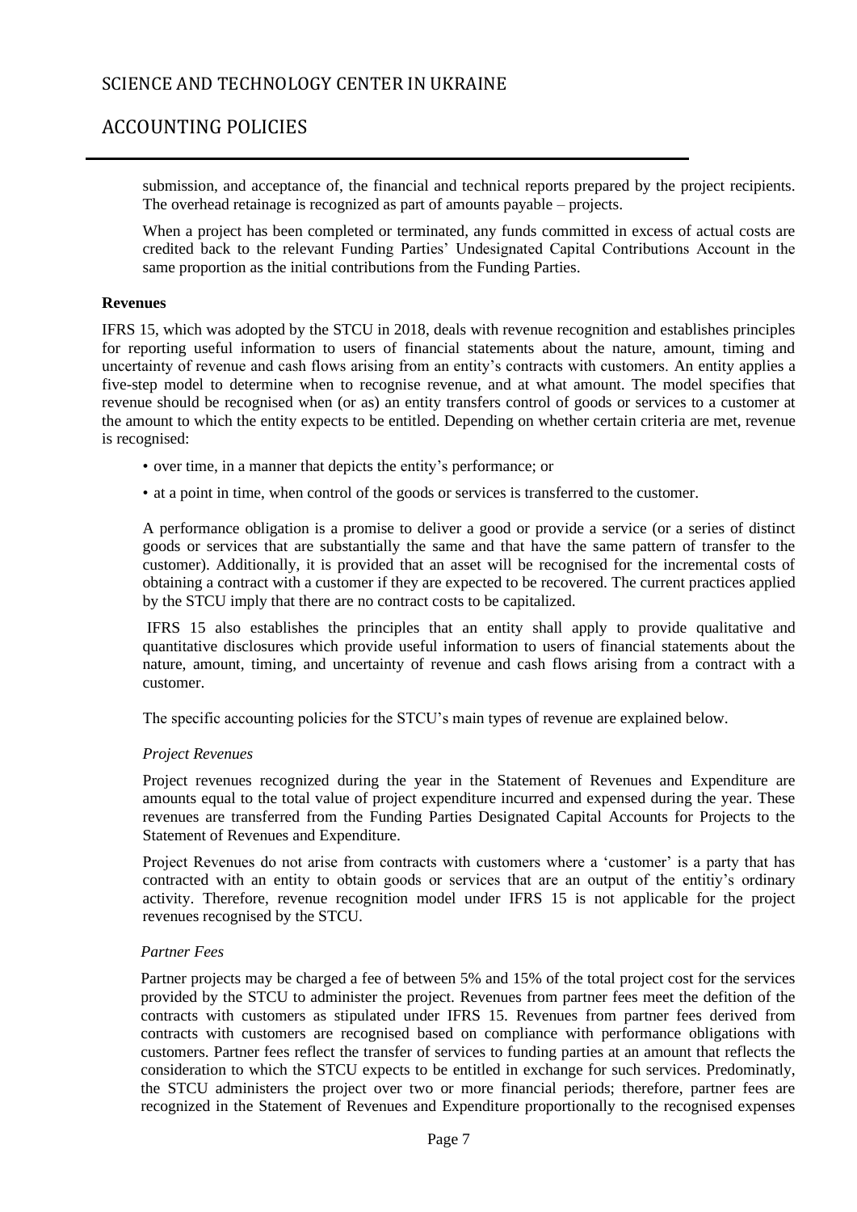submission, and acceptance of, the financial and technical reports prepared by the project recipients. The overhead retainage is recognized as part of amounts payable – projects.

When a project has been completed or terminated, any funds committed in excess of actual costs are credited back to the relevant Funding Parties' Undesignated Capital Contributions Account in the same proportion as the initial contributions from the Funding Parties.

**Revenues**

IFRS 15, which was adopted by the STCU in 2018, deals with revenue recognition and establishes principles for reporting useful information to users of financial statements about the nature, amount, timing and uncertainty of revenue and cash flows arising from an entity's contracts with customers. An entity applies a five-step model to determine when to recognise revenue, and at what amount. The model specifies that revenue should be recognised when (or as) an entity transfers control of goods or services to a customer at the amount to which the entity expects to be entitled. Depending on whether certain criteria are met, revenue is recognised:

- over time, in a manner that depicts the entity's performance; or
- at a point in time, when control of the goods or services is transferred to the customer.

A performance obligation is a promise to deliver a good or provide a service (or a series of distinct goods or services that are substantially the same and that have the same pattern of transfer to the customer). Additionally, it is provided that an asset will be recognised for the incremental costs of obtaining a contract with a customer if they are expected to be recovered. The current practices applied by the STCU imply that there are no contract costs to be capitalized.

IFRS 15 also establishes the principles that an entity shall apply to provide qualitative and quantitative disclosures which provide useful information to users of financial statements about the nature, amount, timing, and uncertainty of revenue and cash flows arising from a contract with a customer.

The specific accounting policies for the STCU's main types of revenue are explained below.

*Project Revenues*

Project revenues recognized during the year in the Statement of Revenues and Expenditure are amounts equal to the total value of project expenditure incurred and expensed during the year. These revenues are transferred from the Funding Parties Designated Capital Accounts for Projects to the Statement of Revenues and Expenditure.

Project Revenues do not arise from contracts with customers where a 'customer' is a party that has contracted with an entity to obtain goods or services that are an output of the entitiy's ordinary activity. Therefore, revenue recognition model under IFRS 15 is not applicable for the project revenues recognised by the STCU.

*Partner Fees*

Partner projects may be charged a fee of between 5% and 15% of the total project cost for the services provided by the STCU to administer the project. Revenues from partner fees meet the defition of the contracts with customers as stipulated under IFRS 15. Revenues from partner fees derived from contracts with customers are recognised based on compliance with performance obligations with customers. Partner fees reflect the transfer of services to funding parties at an amount that reflects the consideration to which the STCU expects to be entitled in exchange for such services. Predominatly, the STCU administers the project over two or more financial periods; therefore, partner fees are recognized in the Statement of Revenues and Expenditure proportionally to the recognised expenses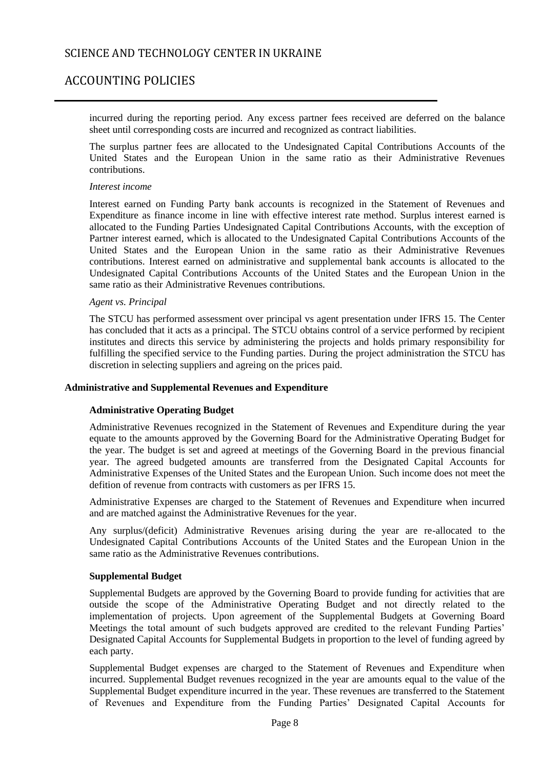incurred during the reporting period. Any excess partner fees received are deferred on the balance sheet until corresponding costs are incurred and recognized as contract liabilities.

The surplus partner fees are allocated to the Undesignated Capital Contributions Accounts of the United States and the European Union in the same ratio as their Administrative Revenues contributions.

*Interest income*

Interest earned on Funding Party bank accounts is recognized in the Statement of Revenues and Expenditure as finance income in line with effective interest rate method. Surplus interest earned is allocated to the Funding Parties Undesignated Capital Contributions Accounts, with the exception of Partner interest earned, which is allocated to the Undesignated Capital Contributions Accounts of the United States and the European Union in the same ratio as their Administrative Revenues contributions. Interest earned on administrative and supplemental bank accounts is allocated to the Undesignated Capital Contributions Accounts of the United States and the European Union in the same ratio as their Administrative Revenues contributions.

*Agent vs. Principal*

The STCU has performed assessment over principal vs agent presentation under IFRS 15. The Center has concluded that it acts as a principal. The STCU obtains control of a service performed by recipient institutes and directs this service by administering the projects and holds primary responsibility for fulfilling the specified service to the Funding parties. During the project administration the STCU has discretion in selecting suppliers and agreeing on the prices paid.

**Administrative and Supplemental Revenues and Expenditure**

**Administrative Operating Budget**

Administrative Revenues recognized in the Statement of Revenues and Expenditure during the year equate to the amounts approved by the Governing Board for the Administrative Operating Budget for the year. The budget is set and agreed at meetings of the Governing Board in the previous financial year. The agreed budgeted amounts are transferred from the Designated Capital Accounts for Administrative Expenses of the United States and the European Union. Such income does not meet the defition of revenue from contracts with customers as per IFRS 15.

Administrative Expenses are charged to the Statement of Revenues and Expenditure when incurred and are matched against the Administrative Revenues for the year.

Any surplus/(deficit) Administrative Revenues arising during the year are re-allocated to the Undesignated Capital Contributions Accounts of the United States and the European Union in the same ratio as the Administrative Revenues contributions.

**Supplemental Budget**

Supplemental Budgets are approved by the Governing Board to provide funding for activities that are outside the scope of the Administrative Operating Budget and not directly related to the implementation of projects. Upon agreement of the Supplemental Budgets at Governing Board Meetings the total amount of such budgets approved are credited to the relevant Funding Parties' Designated Capital Accounts for Supplemental Budgets in proportion to the level of funding agreed by each party.

Supplemental Budget expenses are charged to the Statement of Revenues and Expenditure when incurred. Supplemental Budget revenues recognized in the year are amounts equal to the value of the Supplemental Budget expenditure incurred in the year. These revenues are transferred to the Statement of Revenues and Expenditure from the Funding Parties' Designated Capital Accounts for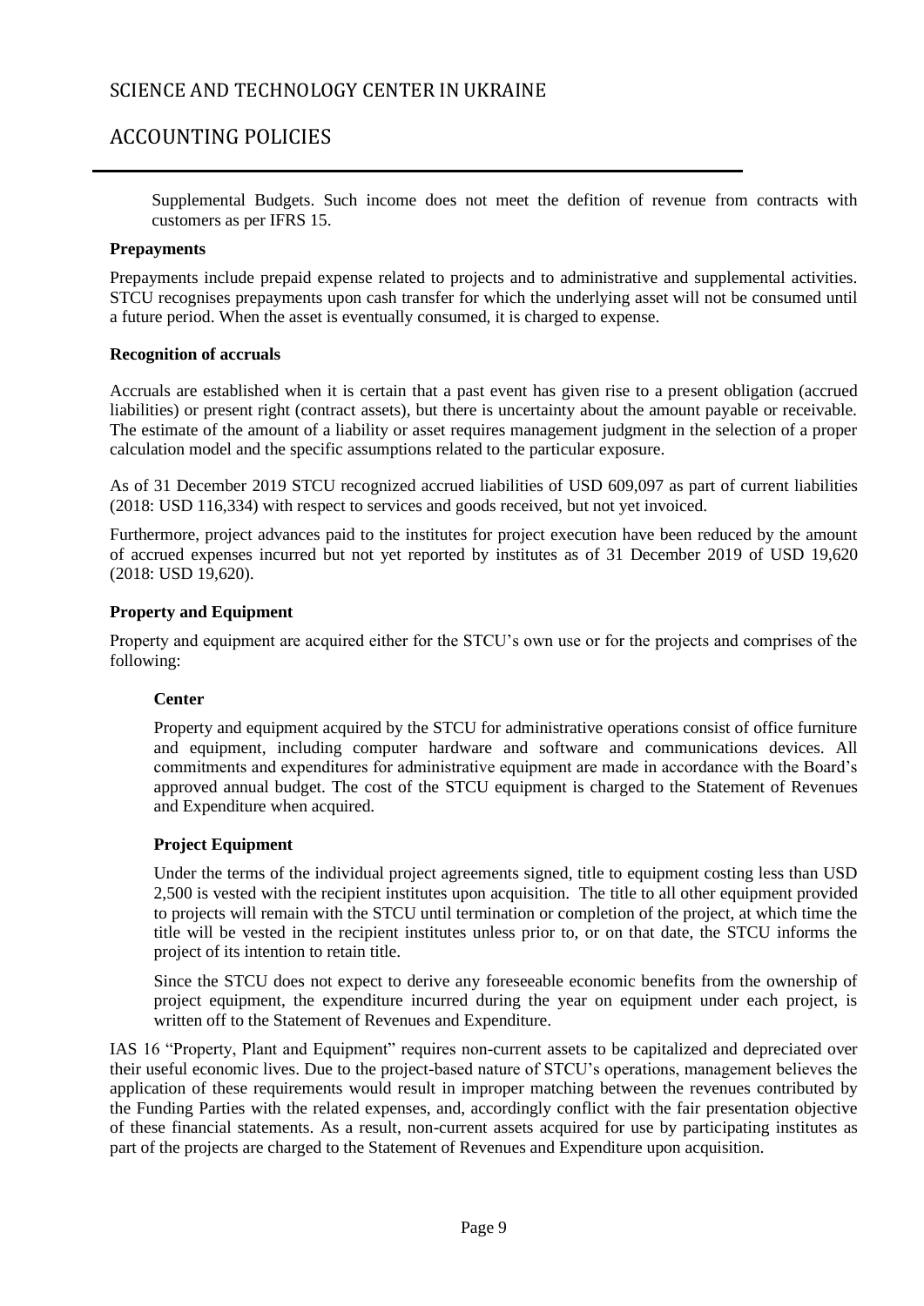Supplemental Budgets. Such income does not meet the defition of revenue from contracts with customers as per IFRS 15.

**Prepayments**

Prepayments include prepaid expense related to projects and to administrative and supplemental activities. STCU recognises prepayments upon cash transfer for which the underlying asset will not be consumed until a future period. When the asset is eventually consumed, it is charged to expense.

**Recognition of accruals**

Accruals are established when it is certain that a past event has given rise to a present obligation (accrued liabilities) or present right (contract assets), but there is uncertainty about the amount payable or receivable. The estimate of the amount of a liability or asset requires management judgment in the selection of a proper calculation model and the specific assumptions related to the particular exposure.

As of 31 December 2019 STCU recognized accrued liabilities of USD 609,097 as part of current liabilities (2018: USD 116,334) with respect to services and goods received, but not yet invoiced.

Furthermore, project advances paid to the institutes for project execution have been reduced by the amount of accrued expenses incurred but not yet reported by institutes as of 31 December 2019 of USD 19,620 (2018: USD 19,620).

**Property and Equipment**

Property and equipment are acquired either for the STCU's own use or for the projects and comprises of the following:

**Center**

Property and equipment acquired by the STCU for administrative operations consist of office furniture and equipment, including computer hardware and software and communications devices. All commitments and expenditures for administrative equipment are made in accordance with the Board's approved annual budget. The cost of the STCU equipment is charged to the Statement of Revenues and Expenditure when acquired.

**Project Equipment**

Under the terms of the individual project agreements signed, title to equipment costing less than USD 2,500 is vested with the recipient institutes upon acquisition. The title to all other equipment provided to projects will remain with the STCU until termination or completion of the project, at which time the title will be vested in the recipient institutes unless prior to, or on that date, the STCU informs the project of its intention to retain title.

Since the STCU does not expect to derive any foreseeable economic benefits from the ownership of project equipment, the expenditure incurred during the year on equipment under each project, is written off to the Statement of Revenues and Expenditure.

IAS 16 "Property, Plant and Equipment" requires non-current assets to be capitalized and depreciated over their useful economic lives. Due to the project-based nature of STCU's operations, management believes the application of these requirements would result in improper matching between the revenues contributed by the Funding Parties with the related expenses, and, accordingly conflict with the fair presentation objective of these financial statements. As a result, non-current assets acquired for use by participating institutes as part of the projects are charged to the Statement of Revenues and Expenditure upon acquisition.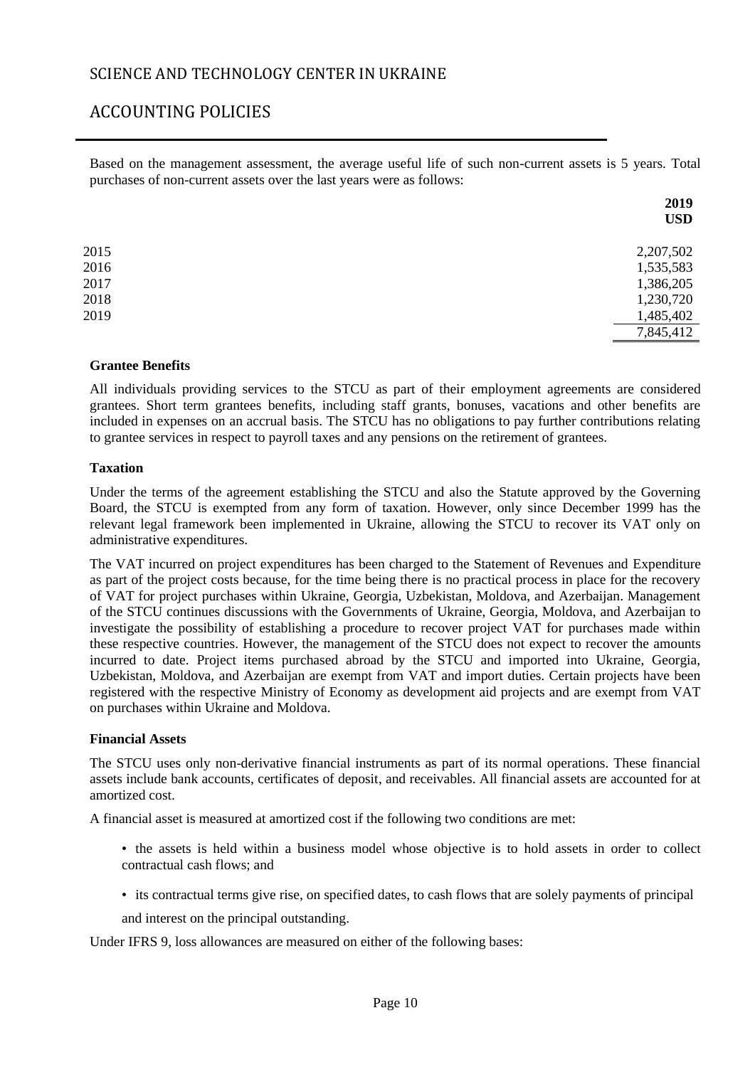Based on the management assessment, the average useful life of such non-current assets is 5 years. Total purchases of non-current assets over the last years were as follows:

| | 2019 USD |
|---|---|
| 2015 | 2,207,502 |
| 2016 | 1,535,583 |
| 2017 | 1,386,205 |
| 2018 | 1,230,720 |
| 2019 | 1,485,402 |
| | 7,845,412 |

**Grantee Benefits**

All individuals providing services to the STCU as part of their employment agreements are considered grantees. Short term grantees benefits, including staff grants, bonuses, vacations and other benefits are included in expenses on an accrual basis. The STCU has no obligations to pay further contributions relating to grantee services in respect to payroll taxes and any pensions on the retirement of grantees.

**Taxation**

Under the terms of the agreement establishing the STCU and also the Statute approved by the Governing Board, the STCU is exempted from any form of taxation. However, only since December 1999 has the relevant legal framework been implemented in Ukraine, allowing the STCU to recover its VAT only on administrative expenditures.

The VAT incurred on project expenditures has been charged to the Statement of Revenues and Expenditure as part of the project costs because, for the time being there is no practical process in place for the recovery of VAT for project purchases within Ukraine, Georgia, Uzbekistan, Moldova, and Azerbaijan. Management of the STCU continues discussions with the Governments of Ukraine, Georgia, Moldova, and Azerbaijan to investigate the possibility of establishing a procedure to recover project VAT for purchases made within these respective countries. However, the management of the STCU does not expect to recover the amounts incurred to date. Project items purchased abroad by the STCU and imported into Ukraine, Georgia, Uzbekistan, Moldova, and Azerbaijan are exempt from VAT and import duties. Certain projects have been registered with the respective Ministry of Economy as development aid projects and are exempt from VAT on purchases within Ukraine and Moldova.

**Financial Assets**

The STCU uses only non-derivative financial instruments as part of its normal operations. These financial assets include bank accounts, certificates of deposit, and receivables. All financial assets are accounted for at amortized cost.

A financial asset is measured at amortized cost if the following two conditions are met:

- the assets is held within a business model whose objective is to hold assets in order to collect contractual cash flows; and
- its contractual terms give rise, on specified dates, to cash flows that are solely payments of principal and interest on the principal outstanding.

Under IFRS 9, loss allowances are measured on either of the following bases: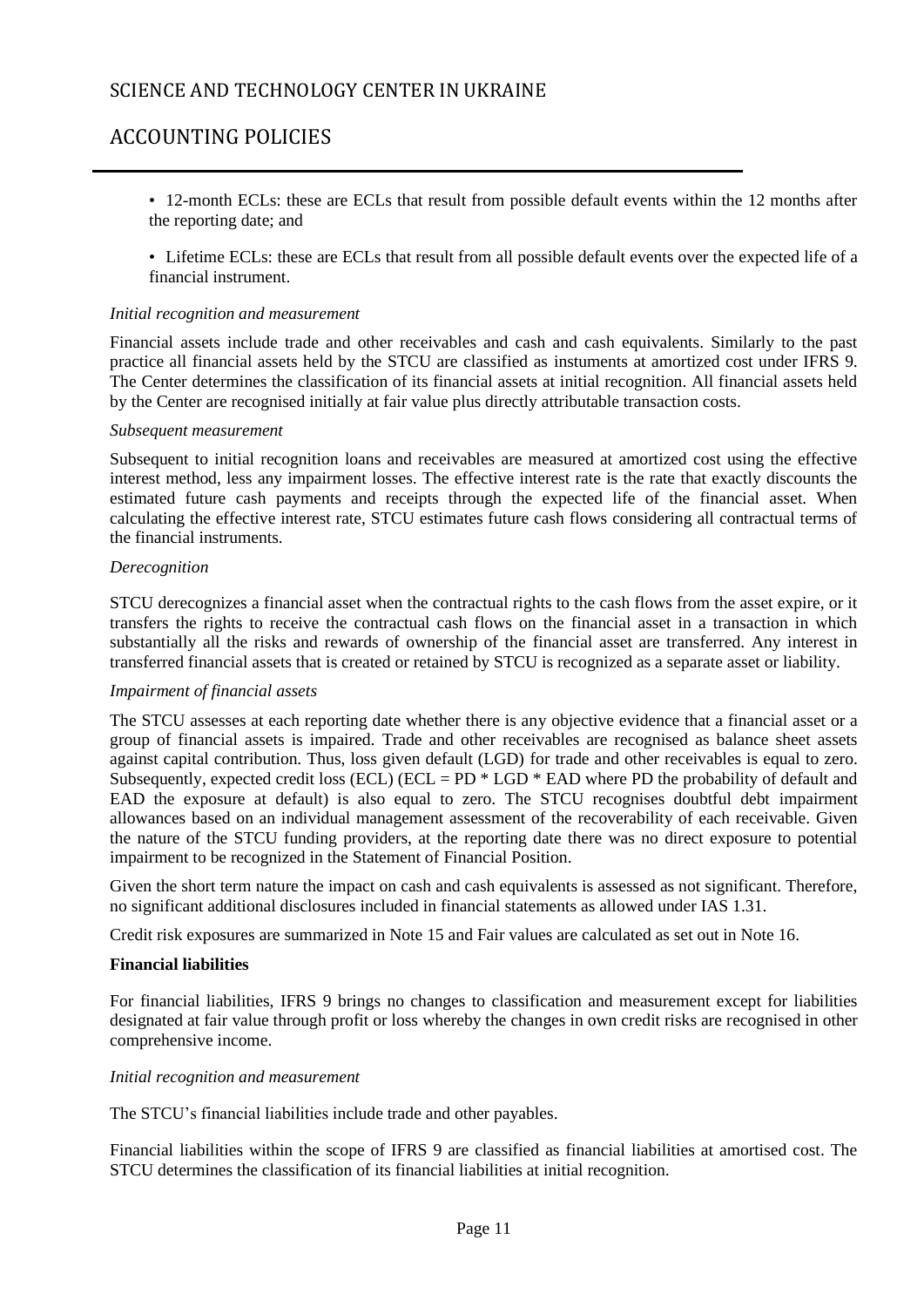- 12-month ECLs: these are ECLs that result from possible default events within the 12 months after the reporting date; and
- Lifetime ECLs: these are ECLs that result from all possible default events over the expected life of a financial instrument.

*Initial recognition and measurement*

Financial assets include trade and other receivables and cash and cash equivalents. Similarly to the past practice all financial assets held by the STCU are classified as instuments at amortized cost under IFRS 9. The Center determines the classification of its financial assets at initial recognition. All financial assets held by the Center are recognised initially at fair value plus directly attributable transaction costs.

*Subsequent measurement*

Subsequent to initial recognition loans and receivables are measured at amortized cost using the effective interest method, less any impairment losses. The effective interest rate is the rate that exactly discounts the estimated future cash payments and receipts through the expected life of the financial asset. When calculating the effective interest rate, STCU estimates future cash flows considering all contractual terms of the financial instruments.

*Derecognition*

STCU derecognizes a financial asset when the contractual rights to the cash flows from the asset expire, or it transfers the rights to receive the contractual cash flows on the financial asset in a transaction in which substantially all the risks and rewards of ownership of the financial asset are transferred. Any interest in transferred financial assets that is created or retained by STCU is recognized as a separate asset or liability.

*Impairment of financial assets*

The STCU assesses at each reporting date whether there is any objective evidence that a financial asset or a group of financial assets is impaired. Trade and other receivables are recognised as balance sheet assets against capital contribution. Thus, loss given default (LGD) for trade and other receivables is equal to zero. Subsequently, expected credit loss (ECL) ($ECL = PD * LGD * EAD$ where PD the probability of default and EAD the exposure at default) is also equal to zero. The STCU recognises doubtful debt impairment allowances based on an individual management assessment of the recoverability of each receivable. Given the nature of the STCU funding providers, at the reporting date there was no direct exposure to potential impairment to be recognized in the Statement of Financial Position.

Given the short term nature the impact on cash and cash equivalents is assessed as not significant. Therefore, no significant additional disclosures included in financial statements as allowed under IAS 1.31.

Credit risk exposures are summarized in Note 15 and Fair values are calculated as set out in Note 16.

**Financial liabilities**

For financial liabilities, IFRS 9 brings no changes to classification and measurement except for liabilities designated at fair value through profit or loss whereby the changes in own credit risks are recognised in other comprehensive income.

*Initial recognition and measurement*

The STCU's financial liabilities include trade and other payables.

Financial liabilities within the scope of IFRS 9 are classified as financial liabilities at amortised cost. The STCU determines the classification of its financial liabilities at initial recognition.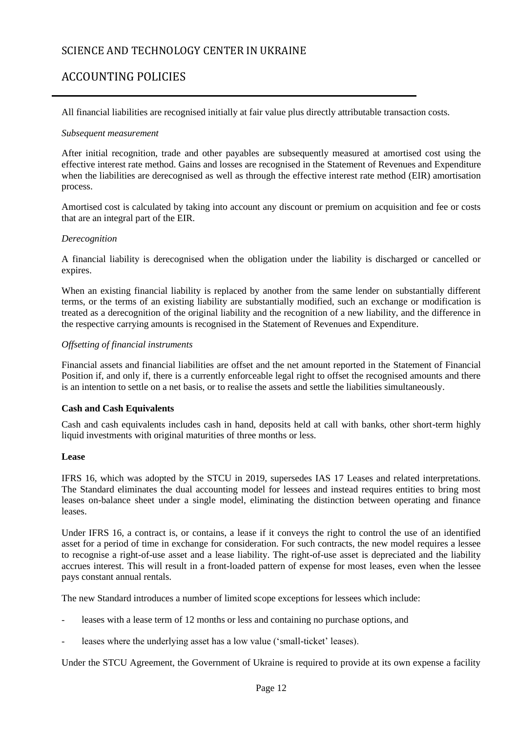All financial liabilities are recognised initially at fair value plus directly attributable transaction costs.

*Subsequent measurement*

After initial recognition, trade and other payables are subsequently measured at amortised cost using the effective interest rate method. Gains and losses are recognised in the Statement of Revenues and Expenditure when the liabilities are derecognised as well as through the effective interest rate method (EIR) amortisation process.

Amortised cost is calculated by taking into account any discount or premium on acquisition and fee or costs that are an integral part of the EIR.

*Derecognition*

A financial liability is derecognised when the obligation under the liability is discharged or cancelled or expires.

When an existing financial liability is replaced by another from the same lender on substantially different terms, or the terms of an existing liability are substantially modified, such an exchange or modification is treated as a derecognition of the original liability and the recognition of a new liability, and the difference in the respective carrying amounts is recognised in the Statement of Revenues and Expenditure.

*Offsetting of financial instruments*

Financial assets and financial liabilities are offset and the net amount reported in the Statement of Financial Position if, and only if, there is a currently enforceable legal right to offset the recognised amounts and there is an intention to settle on a net basis, or to realise the assets and settle the liabilities simultaneously.

**Cash and Cash Equivalents**

Cash and cash equivalents includes cash in hand, deposits held at call with banks, other short-term highly liquid investments with original maturities of three months or less.

**Lease**

IFRS 16, which was adopted by the STCU in 2019, supersedes IAS 17 Leases and related interpretations. The Standard eliminates the dual accounting model for lessees and instead requires entities to bring most leases on-balance sheet under a single model, eliminating the distinction between operating and finance leases.

Under IFRS 16, a contract is, or contains, a lease if it conveys the right to control the use of an identified asset for a period of time in exchange for consideration. For such contracts, the new model requires a lessee to recognise a right-of-use asset and a lease liability. The right-of-use asset is depreciated and the liability accrues interest. This will result in a front-loaded pattern of expense for most leases, even when the lessee pays constant annual rentals.

The new Standard introduces a number of limited scope exceptions for lessees which include:

- leases with a lease term of 12 months or less and containing no purchase options, and
- leases where the underlying asset has a low value ('small-ticket' leases).

Under the STCU Agreement, the Government of Ukraine is required to provide at its own expense a facility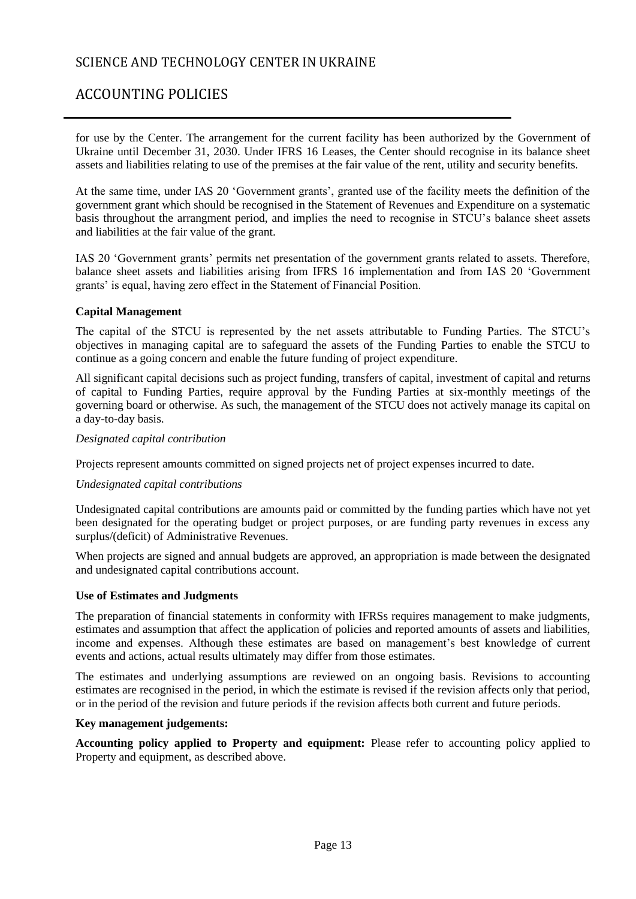for use by the Center. The arrangement for the current facility has been authorized by the Government of Ukraine until December 31, 2030. Under IFRS 16 Leases, the Center should recognise in its balance sheet assets and liabilities relating to use of the premises at the fair value of the rent, utility and security benefits.

At the same time, under IAS 20 'Government grants', granted use of the facility meets the definition of the government grant which should be recognised in the Statement of Revenues and Expenditure on a systematic basis throughout the arrangment period, and implies the need to recognise in STCU's balance sheet assets and liabilities at the fair value of the grant.

IAS 20 'Government grants' permits net presentation of the government grants related to assets. Therefore, balance sheet assets and liabilities arising from IFRS 16 implementation and from IAS 20 'Government grants' is equal, having zero effect in the Statement of Financial Position.

**Capital Management**

The capital of the STCU is represented by the net assets attributable to Funding Parties. The STCU's objectives in managing capital are to safeguard the assets of the Funding Parties to enable the STCU to continue as a going concern and enable the future funding of project expenditure.

All significant capital decisions such as project funding, transfers of capital, investment of capital and returns of capital to Funding Parties, require approval by the Funding Parties at six-monthly meetings of the governing board or otherwise. As such, the management of the STCU does not actively manage its capital on a day-to-day basis.

*Designated capital contribution*

Projects represent amounts committed on signed projects net of project expenses incurred to date.

*Undesignated capital contributions*

Undesignated capital contributions are amounts paid or committed by the funding parties which have not yet been designated for the operating budget or project purposes, or are funding party revenues in excess any surplus/(deficit) of Administrative Revenues.

When projects are signed and annual budgets are approved, an appropriation is made between the designated and undesignated capital contributions account.

**Use of Estimates and Judgments**

The preparation of financial statements in conformity with IFRSs requires management to make judgments, estimates and assumption that affect the application of policies and reported amounts of assets and liabilities, income and expenses. Although these estimates are based on management's best knowledge of current events and actions, actual results ultimately may differ from those estimates.

The estimates and underlying assumptions are reviewed on an ongoing basis. Revisions to accounting estimates are recognised in the period, in which the estimate is revised if the revision affects only that period, or in the period of the revision and future periods if the revision affects both current and future periods.

**Key management judgements:**

**Accounting policy applied to Property and equipment:** Please refer to accounting policy applied to Property and equipment, as described above.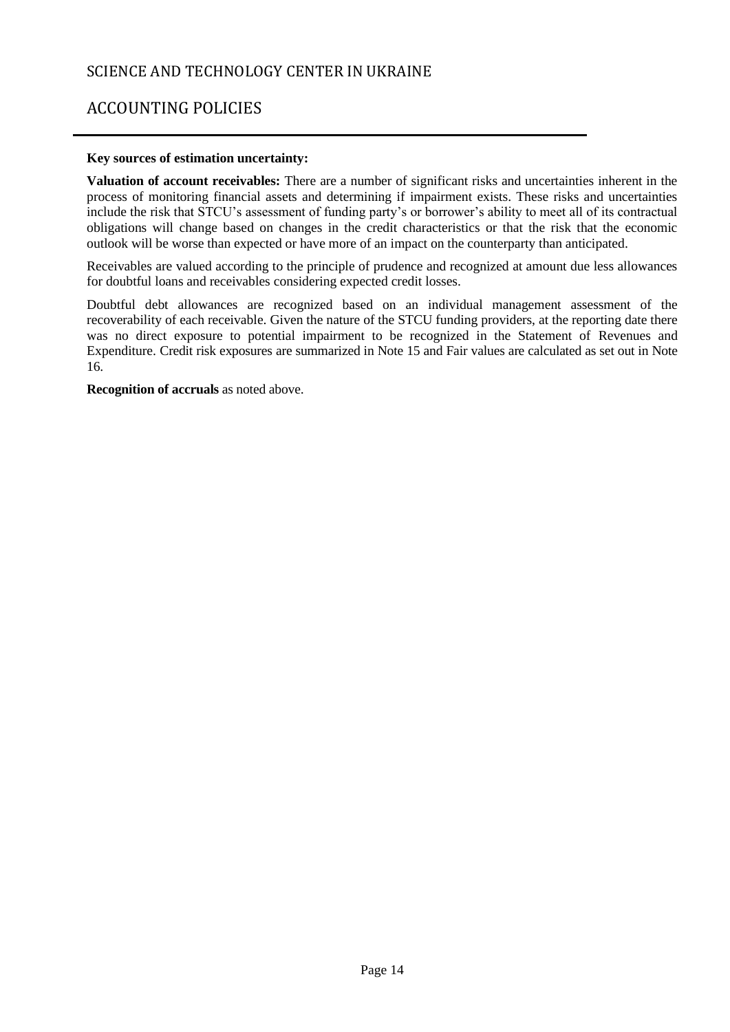**Key sources of estimation uncertainty:**

**Valuation of account receivables:** There are a number of significant risks and uncertainties inherent in the process of monitoring financial assets and determining if impairment exists. These risks and uncertainties include the risk that STCU's assessment of funding party's or borrower's ability to meet all of its contractual obligations will change based on changes in the credit characteristics or that the risk that the economic outlook will be worse than expected or have more of an impact on the counterparty than anticipated.

Receivables are valued according to the principle of prudence and recognized at amount due less allowances for doubtful loans and receivables considering expected credit losses.

Doubtful debt allowances are recognized based on an individual management assessment of the recoverability of each receivable. Given the nature of the STCU funding providers, at the reporting date there was no direct exposure to potential impairment to be recognized in the Statement of Revenues and Expenditure. Credit risk exposures are summarized in Note 15 and Fair values are calculated as set out in Note 16.

**Recognition of accruals** as noted above.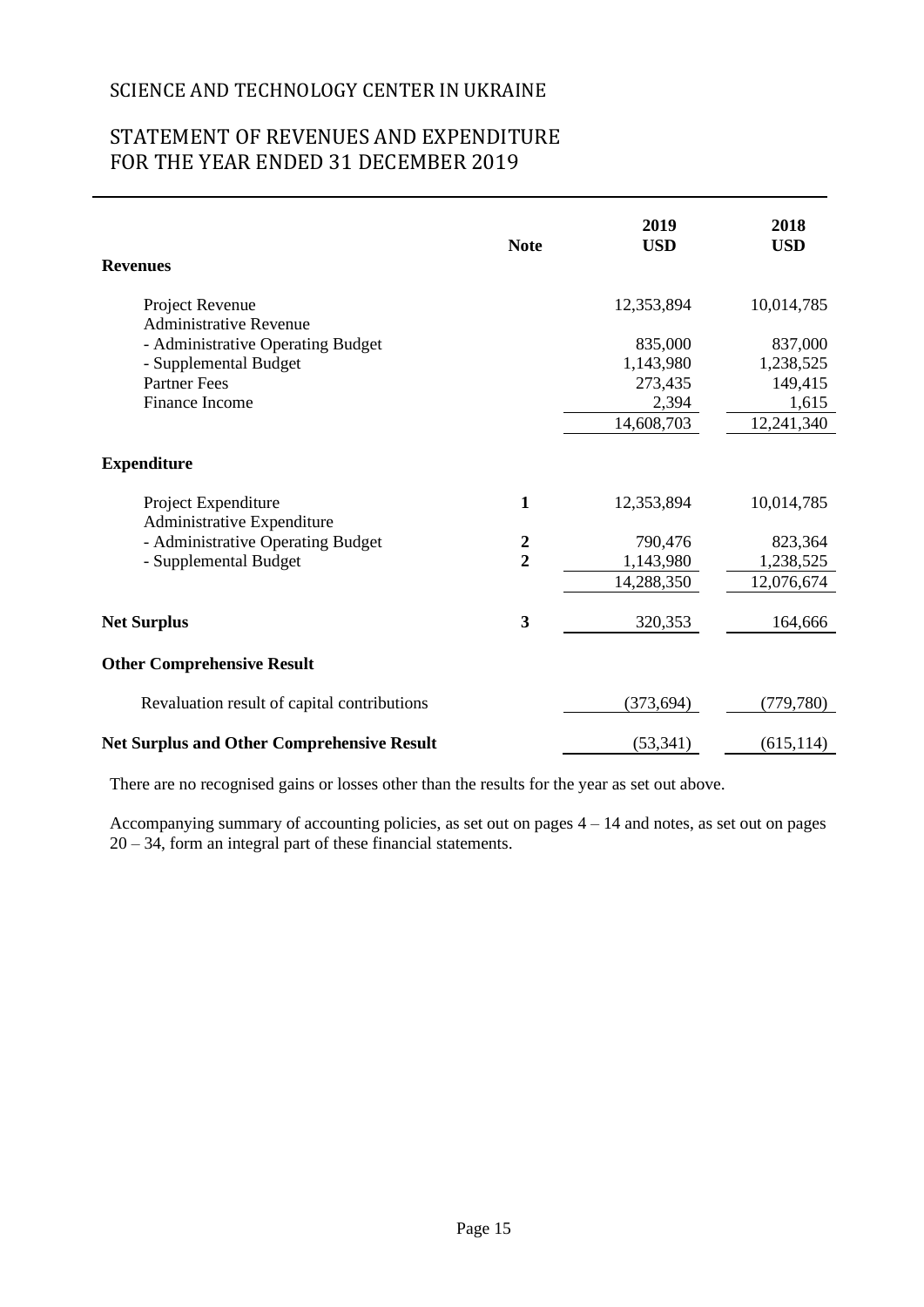# SCIENCE AND TECHNOLOGY CENTER IN UKRAINE

## STATEMENT OF REVENUES AND EXPENDITURE
## FOR THE YEAR ENDED 31 DECEMBER 2019

| | Note | 2019 USD | 2018 USD |
|---|---|---|---|
| **Revenues** | | | |
| Project Revenue | | 12,353,894 | 10,014,785 |
| Administrative Revenue | | | |
| - Administrative Operating Budget | | 835,000 | 837,000 |
| - Supplemental Budget | | 1,143,980 | 1,238,525 |
| Partner Fees | | 273,435 | 149,415 |
| Finance Income | | 2,394 | 1,615 |
| | | 14,608,703 | 12,241,340 |
| **Expenditure** | | | |
| Project Expenditure | 1 | 12,353,894 | 10,014,785 |
| Administrative Expenditure | | | |
| - Administrative Operating Budget | 2 | 790,476 | 823,364 |
| - Supplemental Budget | 2 | 1,143,980 | 1,238,525 |
| | | 14,288,350 | 12,076,674 |
| **Net Surplus** | 3 | 320,353 | 164,666 |
| **Other Comprehensive Result** | | | |
| Revaluation result of capital contributions | | (373,694) | (779,780) |
| **Net Surplus and Other Comprehensive Result** | | (53,341) | (615,114) |

There are no recognised gains or losses other than the results for the year as set out above.

Accompanying summary of accounting policies, as set out on pages 4 – 14 and notes, as set out on pages 20 – 34, form an integral part of these financial statements.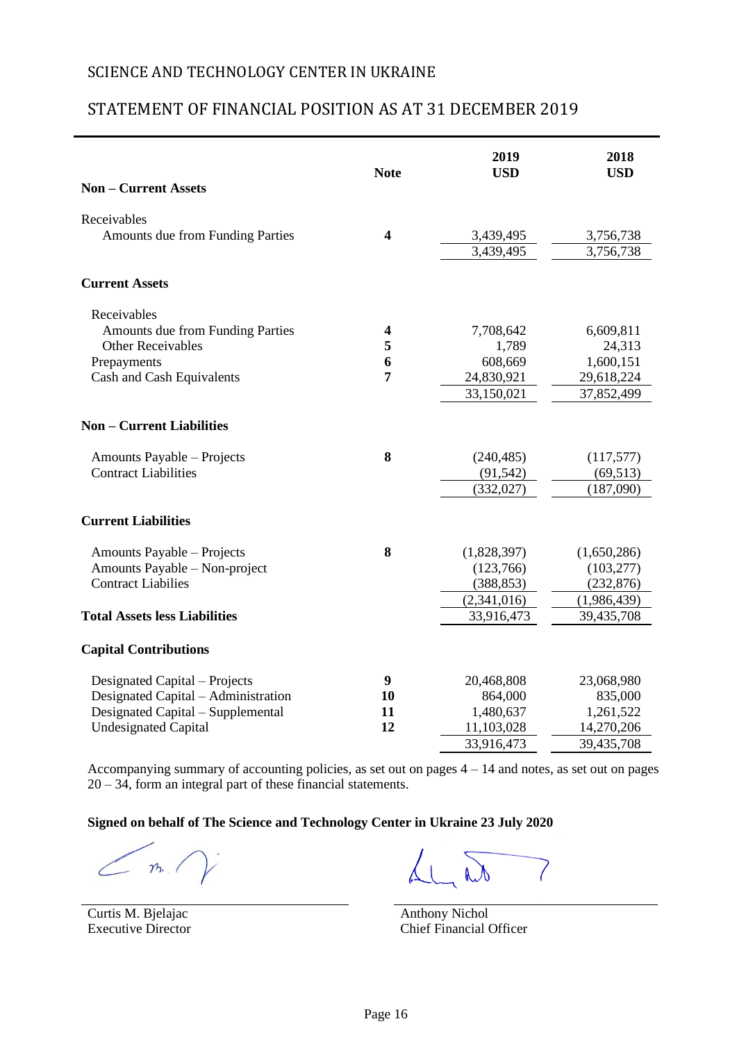SCIENCE AND TECHNOLOGY CENTER IN UKRAINE

# STATEMENT OF FINANCIAL POSITION AS AT 31 DECEMBER 2019

| | Note | 2019 USD | 2018 USD |
|---|---|---|---|
| **Non – Current Assets** | | | |
| Receivables | | | |
| Amounts due from Funding Parties | 4 | 3,439,495 | 3,756,738 |
| | | 3,439,495 | 3,756,738 |
| **Current Assets** | | | |
| Receivables | | | |
| Amounts due from Funding Parties | 4 | 7,708,642 | 6,609,811 |
| Other Receivables | 5 | 1,789 | 24,313 |
| Prepayments | 6 | 608,669 | 1,600,151 |
| Cash and Cash Equivalents | 7 | 24,830,921 | 29,618,224 |
| | | 33,150,021 | 37,852,499 |
| **Non – Current Liabilities** | | | |
| Amounts Payable – Projects | 8 | (240,485) | (117,577) |
| Contract Liabilities | | (91,542) | (69,513) |
| | | (332,027) | (187,090) |
| **Current Liabilities** | | | |
| Amounts Payable – Projects | 8 | (1,828,397) | (1,650,286) |
| Amounts Payable – Non-project | | (123,766) | (103,277) |
| Contract Liabilies | | (388,853) | (232,876) |
| | | (2,341,016) | (1,986,439) |
| **Total Assets less Liabilities** | | 33,916,473 | 39,435,708 |
| **Capital Contributions** | | | |
| Designated Capital – Projects | 9 | 20,468,808 | 23,068,980 |
| Designated Capital – Administration | 10 | 864,000 | 835,000 |
| Designated Capital – Supplemental | 11 | 1,480,637 | 1,261,522 |
| Undesignated Capital | 12 | 11,103,028 | 14,270,206 |
| | | 33,916,473 | 39,435,708 |

Accompanying summary of accounting policies, as set out on pages 4 – 14 and notes, as set out on pages 20 – 34, form an integral part of these financial statements.

**Signed on behalf of The Science and Technology Center in Ukraine 23 July 2020**

Curtis M. Bjelajac
Executive Director

Anthony Nichol
Chief Financial Officer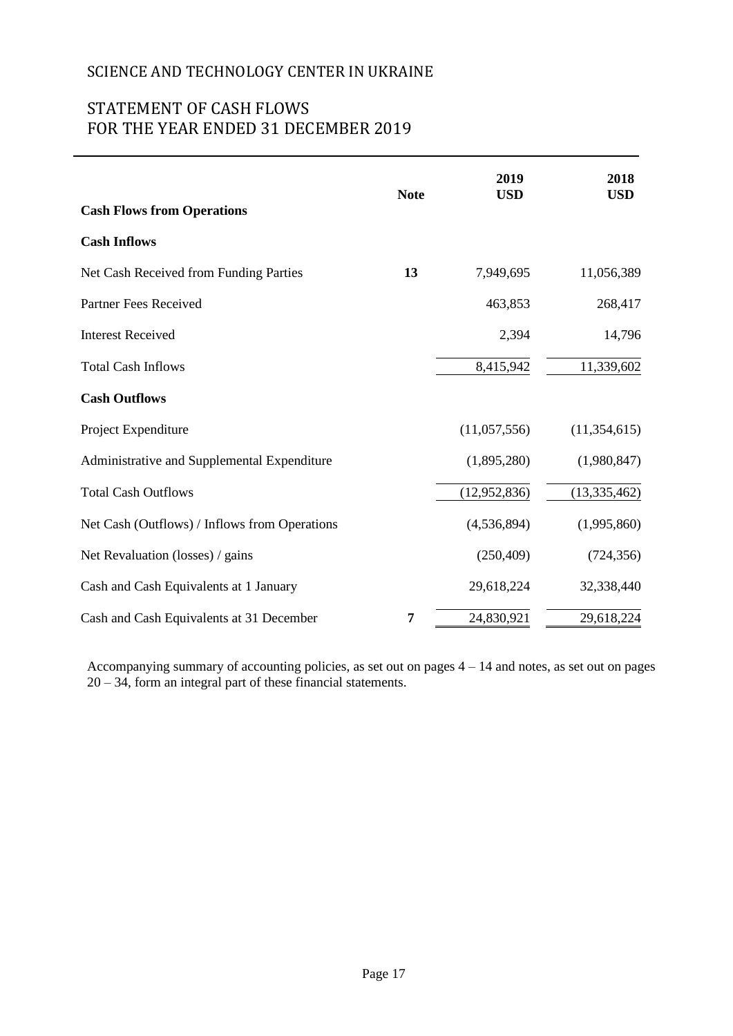# SCIENCE AND TECHNOLOGY CENTER IN UKRAINE

## STATEMENT OF CASH FLOWS
## FOR THE YEAR ENDED 31 DECEMBER 2019

| | Note | 2019 USD | 2018 USD |
|---|---|---|---|
| **Cash Flows from Operations** | | | |
| **Cash Inflows** | | | |
| Net Cash Received from Funding Parties | **13** | 7,949,695 | 11,056,389 |
| Partner Fees Received | | 463,853 | 268,417 |
| Interest Received | | 2,394 | 14,796 |
| Total Cash Inflows | | 8,415,942 | 11,339,602 |
| **Cash Outflows** | | | |
| Project Expenditure | | (11,057,556) | (11,354,615) |
| Administrative and Supplemental Expenditure | | (1,895,280) | (1,980,847) |
| Total Cash Outflows | | (12,952,836) | (13,335,462) |
| Net Cash (Outflows) / Inflows from Operations | | (4,536,894) | (1,995,860) |
| Net Revaluation (losses) / gains | | (250,409) | (724,356) |
| Cash and Cash Equivalents at 1 January | | 29,618,224 | 32,338,440 |
| Cash and Cash Equivalents at 31 December | **7** | 24,830,921 | 29,618,224 |

Accompanying summary of accounting policies, as set out on pages 4 – 14 and notes, as set out on pages 20 – 34, form an integral part of these financial statements.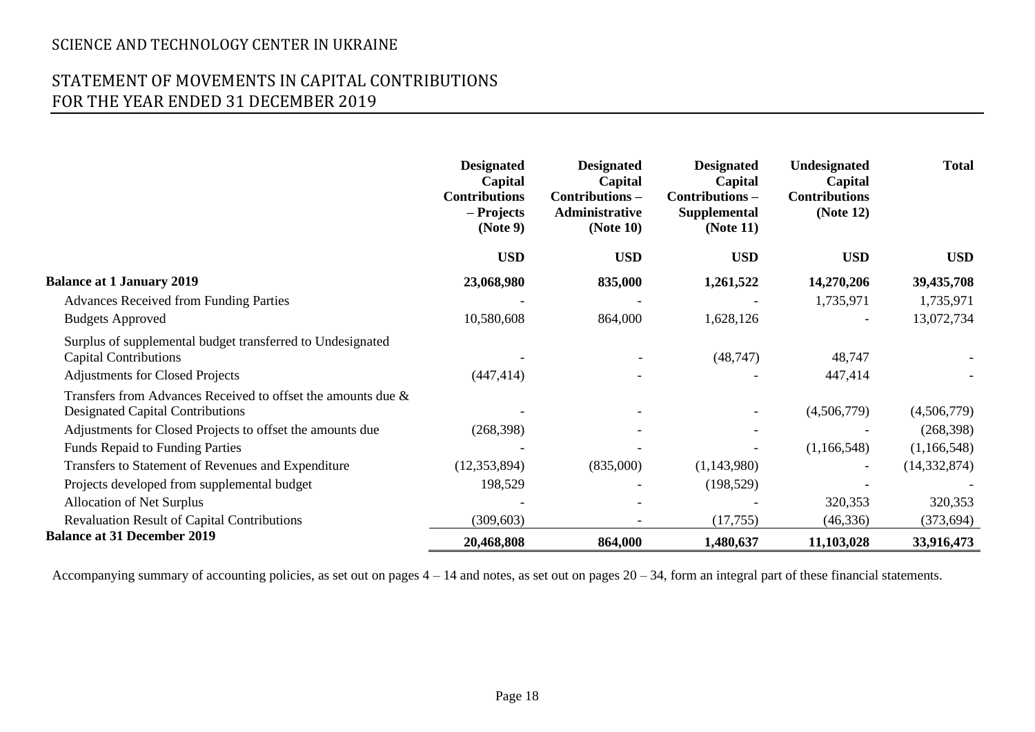# SCIENCE AND TECHNOLOGY CENTER IN UKRAINE

## STATEMENT OF MOVEMENTS IN CAPITAL CONTRIBUTIONS FOR THE YEAR ENDED 31 DECEMBER 2019

| | Designated Capital Contributions – Projects (Note 9) | Designated Capital Contributions – Administrative (Note 10) | Designated Capital Contributions – Supplemental (Note 11) | Undesignated Capital Contributions (Note 12) | Total |
|---|---|---|---|---|---|
| | USD | USD | USD | USD | USD |
| **Balance at 1 January 2019** | **23,068,980** | **835,000** | **1,261,522** | **14,270,206** | **39,435,708** |
| Advances Received from Funding Parties | - | - | - | 1,735,971 | 1,735,971 |
| Budgets Approved | 10,580,608 | 864,000 | 1,628,126 | - | 13,072,734 |
| Surplus of supplemental budget transferred to Undesignated Capital Contributions | - | - | (48,747) | 48,747 | - |
| Adjustments for Closed Projects | (447,414) | - | - | 447,414 | - |
| Transfers from Advances Received to offset the amounts due & Designated Capital Contributions | - | - | - | (4,506,779) | (4,506,779) |
| Adjustments for Closed Projects to offset the amounts due | (268,398) | - | - | - | (268,398) |
| Funds Repaid to Funding Parties | - | - | - | (1,166,548) | (1,166,548) |
| Transfers to Statement of Revenues and Expenditure | (12,353,894) | (835,000) | (1,143,980) | - | (14,332,874) |
| Projects developed from supplemental budget | 198,529 | - | (198,529) | - | - |
| Allocation of Net Surplus | - | - | - | 320,353 | 320,353 |
| Revaluation Result of Capital Contributions | (309,603) | - | (17,755) | (46,336) | (373,694) |
| **Balance at 31 December 2019** | **20,468,808** | **864,000** | **1,480,637** | **11,103,028** | **33,916,473** |

Accompanying summary of accounting policies, as set out on pages 4 – 14 and notes, as set out on pages 20 – 34, form an integral part of these financial statements.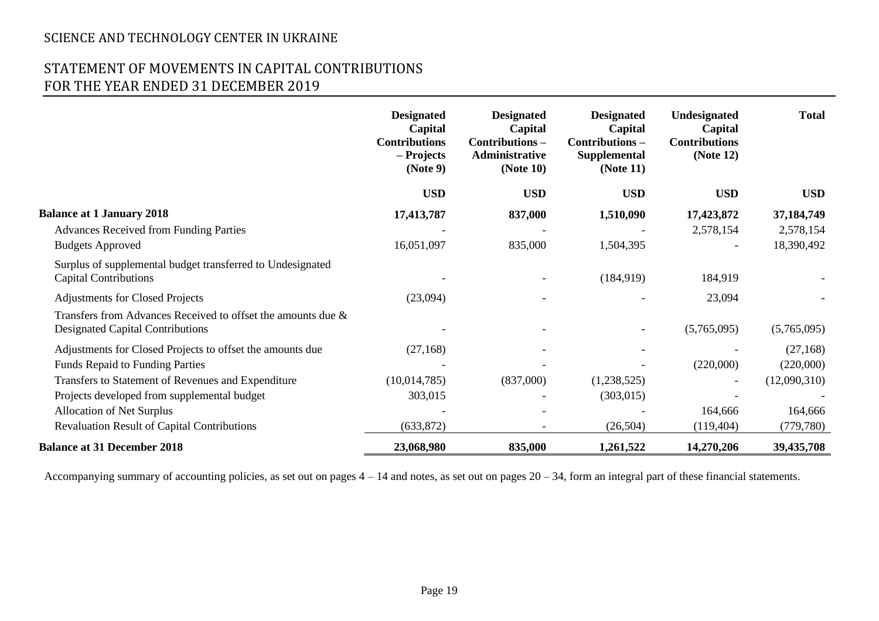# SCIENCE AND TECHNOLOGY CENTER IN UKRAINE

## STATEMENT OF MOVEMENTS IN CAPITAL CONTRIBUTIONS FOR THE YEAR ENDED 31 DECEMBER 2019

| | Designated Capital Contributions – Projects (Note 9) | Designated Capital Contributions – Administrative (Note 10) | Designated Capital Contributions – Supplemental (Note 11) | Undesignated Capital Contributions (Note 12) | Total |
|---|---|---|---|---|---|
| | USD | USD | USD | USD | USD |
| **Balance at 1 January 2018** | **17,413,787** | **837,000** | **1,510,090** | **17,423,872** | **37,184,749** |
| Advances Received from Funding Parties | - | - | - | 2,578,154 | 2,578,154 |
| Budgets Approved | 16,051,097 | 835,000 | 1,504,395 | - | 18,390,492 |
| Surplus of supplemental budget transferred to Undesignated Capital Contributions | - | - | (184,919) | 184,919 | - |
| Adjustments for Closed Projects | (23,094) | - | - | 23,094 | - |
| Transfers from Advances Received to offset the amounts due & Designated Capital Contributions | - | - | - | (5,765,095) | (5,765,095) |
| Adjustments for Closed Projects to offset the amounts due | (27,168) | - | - | - | (27,168) |
| Funds Repaid to Funding Parties | - | - | - | (220,000) | (220,000) |
| Transfers to Statement of Revenues and Expenditure | (10,014,785) | (837,000) | (1,238,525) | - | (12,090,310) |
| Projects developed from supplemental budget | 303,015 | - | (303,015) | - | - |
| Allocation of Net Surplus | - | - | - | 164,666 | 164,666 |
| Revaluation Result of Capital Contributions | (633,872) | - | (26,504) | (119,404) | (779,780) |
| **Balance at 31 December 2018** | **23,068,980** | **835,000** | **1,261,522** | **14,270,206** | **39,435,708** |

Accompanying summary of accounting policies, as set out on pages 4 – 14 and notes, as set out on pages 20 – 34, form an integral part of these financial statements.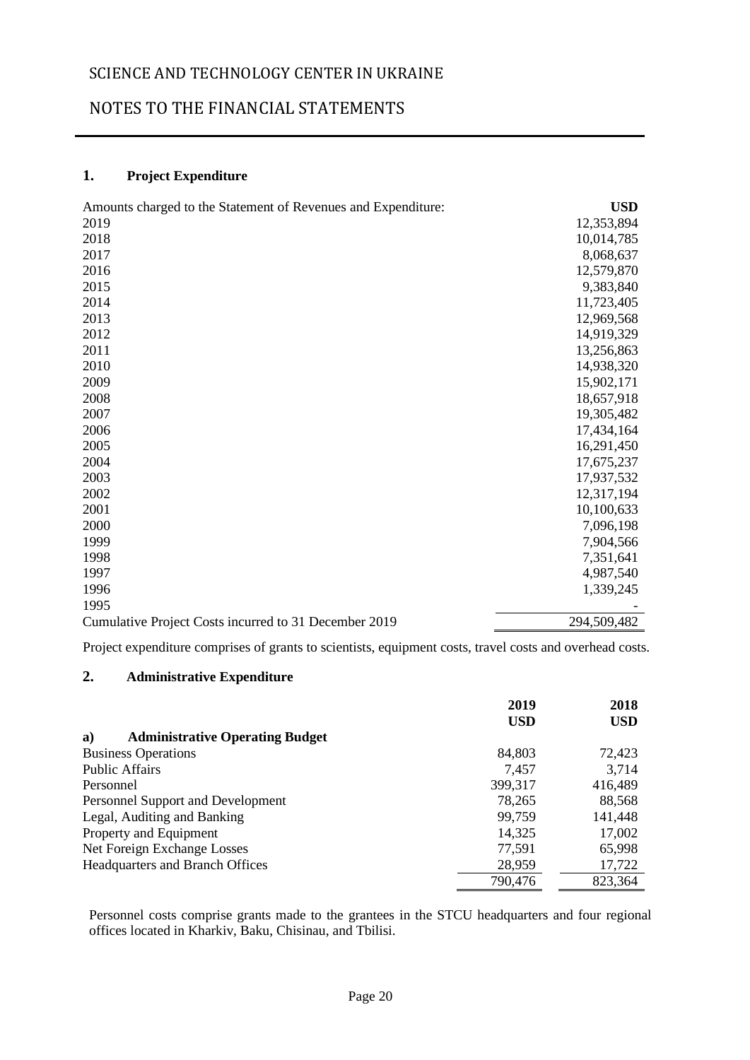# SCIENCE AND TECHNOLOGY CENTER IN UKRAINE

## NOTES TO THE FINANCIAL STATEMENTS

### 1. Project Expenditure

| Amounts charged to the Statement of Revenues and Expenditure: | **USD** |
|---|---|
| 2019 | 12,353,894 |
| 2018 | 10,014,785 |
| 2017 | 8,068,637 |
| 2016 | 12,579,870 |
| 2015 | 9,383,840 |
| 2014 | 11,723,405 |
| 2013 | 12,969,568 |
| 2012 | 14,919,329 |
| 2011 | 13,256,863 |
| 2010 | 14,938,320 |
| 2009 | 15,902,171 |
| 2008 | 18,657,918 |
| 2007 | 19,305,482 |
| 2006 | 17,434,164 |
| 2005 | 16,291,450 |
| 2004 | 17,675,237 |
| 2003 | 17,937,532 |
| 2002 | 12,317,194 |
| 2001 | 10,100,633 |
| 2000 | 7,096,198 |
| 1999 | 7,904,566 |
| 1998 | 7,351,641 |
| 1997 | 4,987,540 |
| 1996 | 1,339,245 |
| 1995 | - |
| Cumulative Project Costs incurred to 31 December 2019 | 294,509,482 |

Project expenditure comprises of grants to scientists, equipment costs, travel costs and overhead costs.

### 2. Administrative Expenditure

| | **2019** | **2018** |
|---|---|---|
| | **USD** | **USD** |
| **a) Administrative Operating Budget** | | |
| Business Operations | 84,803 | 72,423 |
| Public Affairs | 7,457 | 3,714 |
| Personnel | 399,317 | 416,489 |
| Personnel Support and Development | 78,265 | 88,568 |
| Legal, Auditing and Banking | 99,759 | 141,448 |
| Property and Equipment | 14,325 | 17,002 |
| Net Foreign Exchange Losses | 77,591 | 65,998 |
| Headquarters and Branch Offices | 28,959 | 17,722 |
| | 790,476 | 823,364 |

Personnel costs comprise grants made to the grantees in the STCU headquarters and four regional offices located in Kharkiv, Baku, Chisinau, and Tbilisi.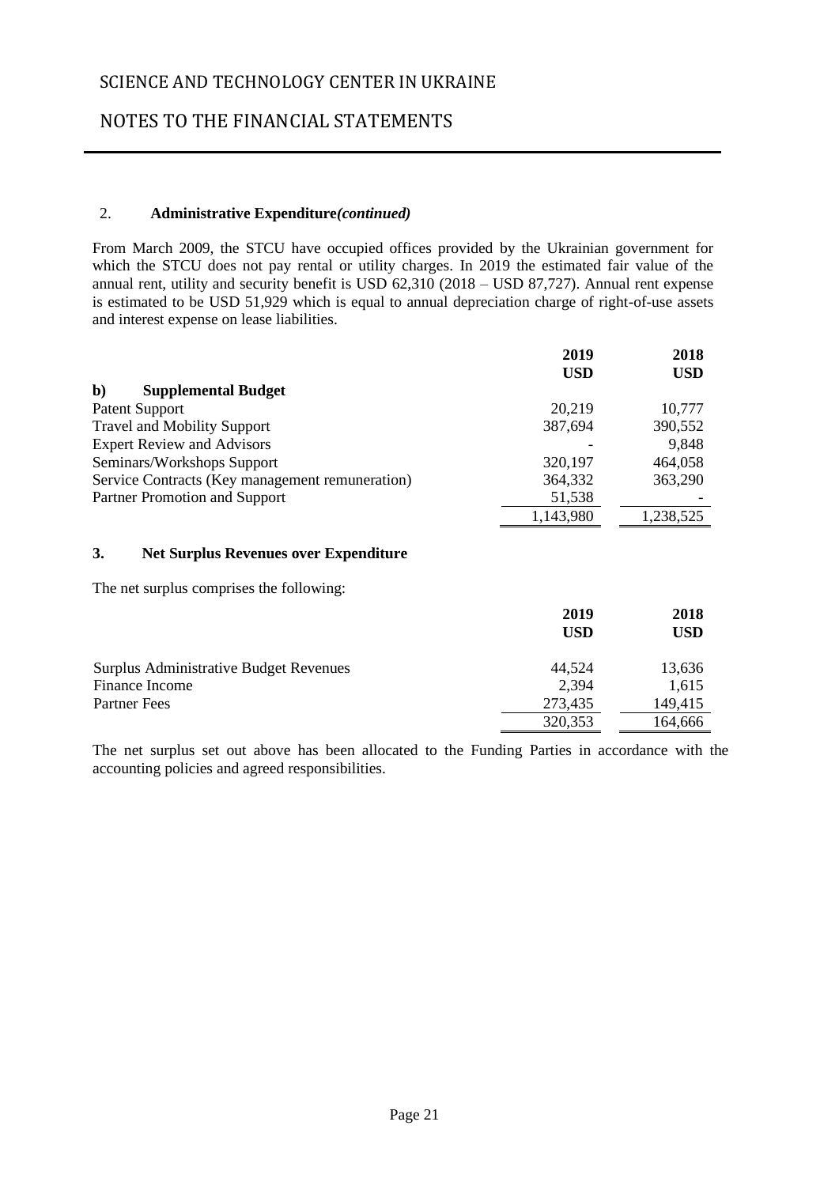## 2. Administrative Expenditure *(continued)*

From March 2009, the STCU have occupied offices provided by the Ukrainian government for which the STCU does not pay rental or utility charges. In 2019 the estimated fair value of the annual rent, utility and security benefit is USD 62,310 (2018 – USD 87,727). Annual rent expense is estimated to be USD 51,929 which is equal to annual depreciation charge of right-of-use assets and interest expense on lease liabilities.

| | 2019 USD | 2018 USD |
|---|---|---|
| **b) Supplemental Budget** | | |
| Patent Support | 20,219 | 10,777 |
| Travel and Mobility Support | 387,694 | 390,552 |
| Expert Review and Advisors | - | 9,848 |
| Seminars/Workshops Support | 320,197 | 464,058 |
| Service Contracts (Key management remuneration) | 364,332 | 363,290 |
| Partner Promotion and Support | 51,538 | - |
| | 1,143,980 | 1,238,525 |

## 3. Net Surplus Revenues over Expenditure

The net surplus comprises the following:

| | 2019 USD | 2018 USD |
|---|---|---|
| Surplus Administrative Budget Revenues | 44,524 | 13,636 |
| Finance Income | 2,394 | 1,615 |
| Partner Fees | 273,435 | 149,415 |
| | 320,353 | 164,666 |

The net surplus set out above has been allocated to the Funding Parties in accordance with the accounting policies and agreed responsibilities.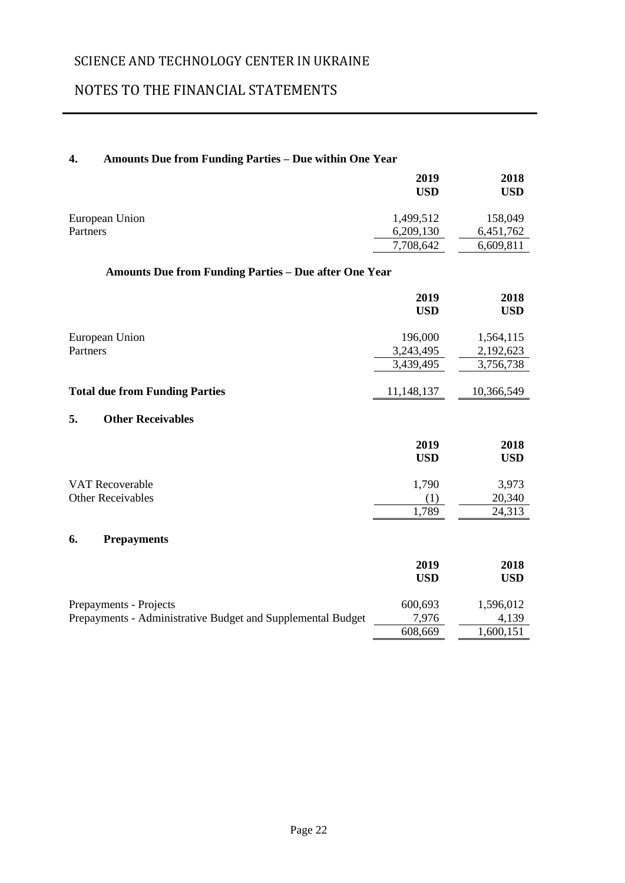# SCIENCE AND TECHNOLOGY CENTER IN UKRAINE

# NOTES TO THE FINANCIAL STATEMENTS

## 4. Amounts Due from Funding Parties – Due within One Year

| | 2019 USD | 2018 USD |
|---|---:|---:|
| European Union | 1,499,512 | 158,049 |
| Partners | 6,209,130 | 6,451,762 |
| | 7,708,642 | 6,609,811 |

### Amounts Due from Funding Parties – Due after One Year

| | 2019 USD | 2018 USD |
|---|---:|---:|
| European Union | 196,000 | 1,564,115 |
| Partners | 3,243,495 | 2,192,623 |
| | 3,439,495 | 3,756,738 |
| **Total due from Funding Parties** | 11,148,137 | 10,366,549 |

## 5. Other Receivables

| | 2019 USD | 2018 USD |
|---|---:|---:|
| VAT Recoverable | 1,790 | 3,973 |
| Other Receivables | (1) | 20,340 |
| | 1,789 | 24,313 |

## 6. Prepayments

| | 2019 USD | 2018 USD |
|---|---:|---:|
| Prepayments - Projects | 600,693 | 1,596,012 |
| Prepayments - Administrative Budget and Supplemental Budget | 7,976 | 4,139 |
| | 608,669 | 1,600,151 |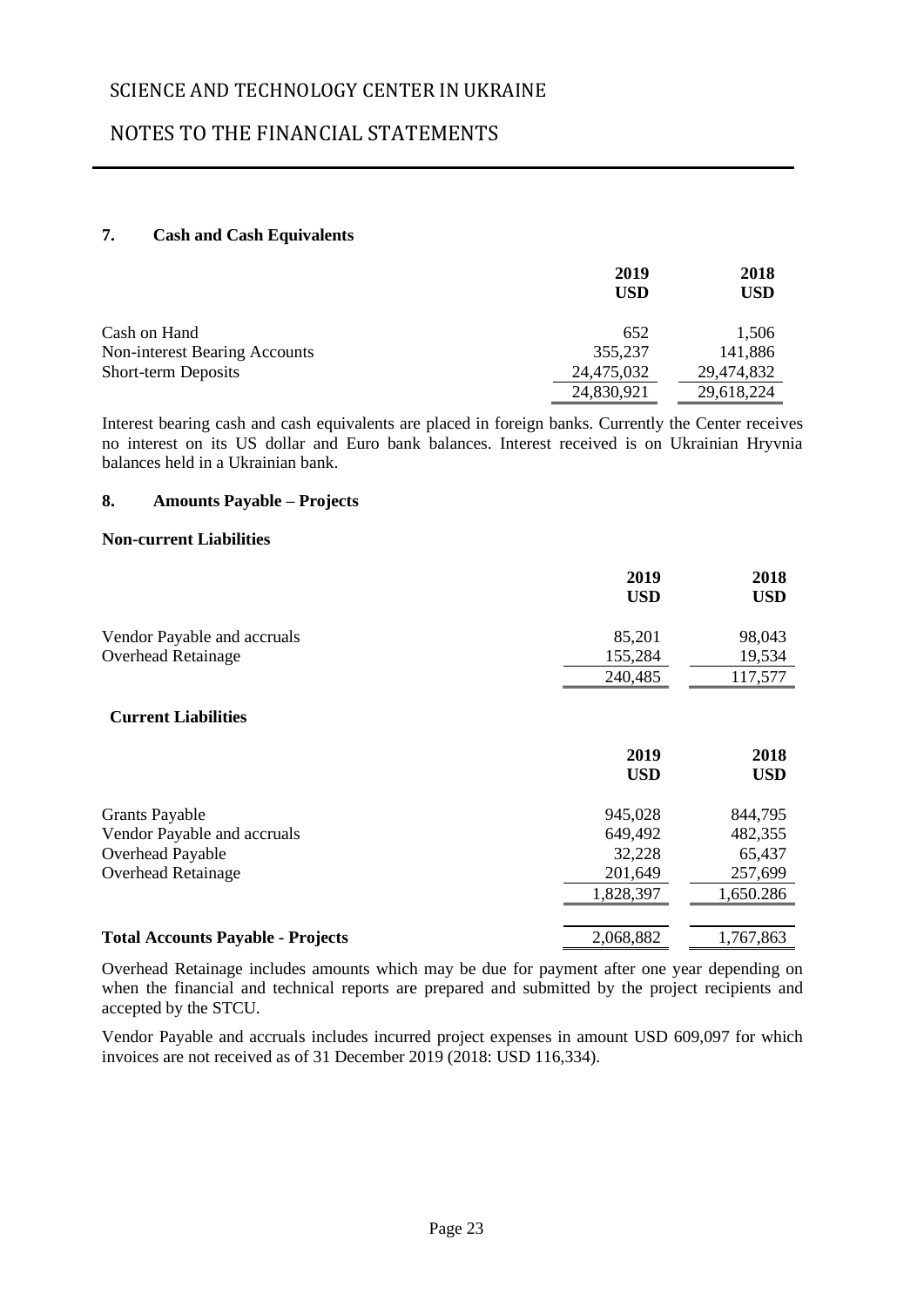### 7. Cash and Cash Equivalents

| | 2019 USD | 2018 USD |
|---|---|---|
| Cash on Hand | 652 | 1,506 |
| Non-interest Bearing Accounts | 355,237 | 141,886 |
| Short-term Deposits | 24,475,032 | 29,474,832 |
| | 24,830,921 | 29,618,224 |

Interest bearing cash and cash equivalents are placed in foreign banks. Currently the Center receives no interest on its US dollar and Euro bank balances. Interest received is on Ukrainian Hryvnia balances held in a Ukrainian bank.

### 8. Amounts Payable – Projects

**Non-current Liabilities**

| | 2019 USD | 2018 USD |
|---|---|---|
| Vendor Payable and accruals | 85,201 | 98,043 |
| Overhead Retainage | 155,284 | 19,534 |
| | 240,485 | 117,577 |

**Current Liabilities**

| | 2019 USD | 2018 USD |
|---|---|---|
| Grants Payable | 945,028 | 844,795 |
| Vendor Payable and accruals | 649,492 | 482,355 |
| Overhead Payable | 32,228 | 65,437 |
| Overhead Retainage | 201,649 | 257,699 |
| | 1,828,397 | 1,650.286 |
| **Total Accounts Payable - Projects** | 2,068,882 | 1,767,863 |

Overhead Retainage includes amounts which may be due for payment after one year depending on when the financial and technical reports are prepared and submitted by the project recipients and accepted by the STCU.

Vendor Payable and accruals includes incurred project expenses in amount USD 609,097 for which invoices are not received as of 31 December 2019 (2018: USD 116,334).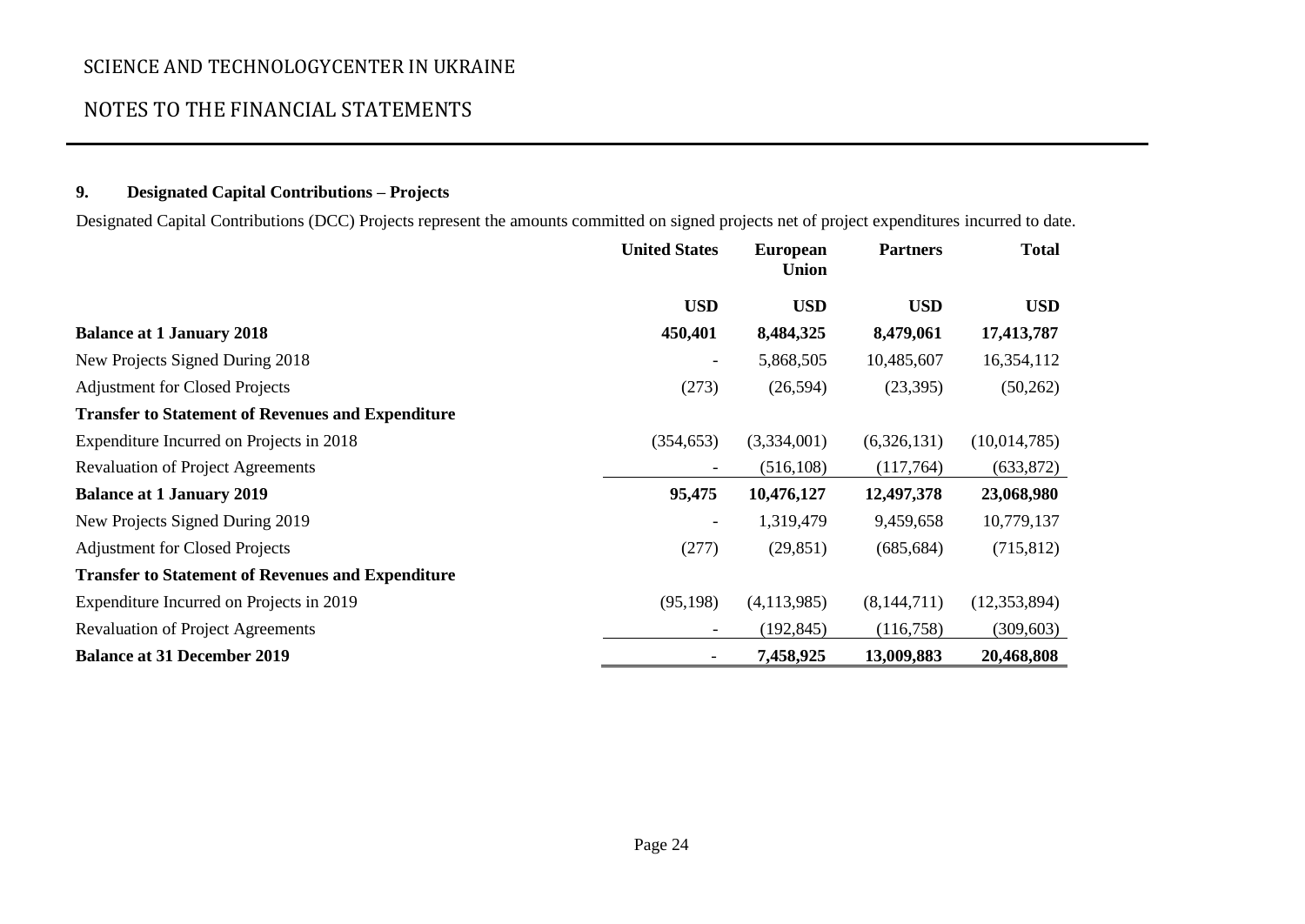## 9. Designated Capital Contributions – Projects

Designated Capital Contributions (DCC) Projects represent the amounts committed on signed projects net of project expenditures incurred to date.

| | United States | European Union | Partners | Total |
|---|---|---|---|---|
| | **USD** | **USD** | **USD** | **USD** |
| **Balance at 1 January 2018** | **450,401** | **8,484,325** | **8,479,061** | **17,413,787** |
| New Projects Signed During 2018 | - | 5,868,505 | 10,485,607 | 16,354,112 |
| Adjustment for Closed Projects | (273) | (26,594) | (23,395) | (50,262) |
| **Transfer to Statement of Revenues and Expenditure** | | | | |
| Expenditure Incurred on Projects in 2018 | (354,653) | (3,334,001) | (6,326,131) | (10,014,785) |
| Revaluation of Project Agreements | - | (516,108) | (117,764) | (633,872) |
| **Balance at 1 January 2019** | **95,475** | **10,476,127** | **12,497,378** | **23,068,980** |
| New Projects Signed During 2019 | - | 1,319,479 | 9,459,658 | 10,779,137 |
| Adjustment for Closed Projects | (277) | (29,851) | (685,684) | (715,812) |
| **Transfer to Statement of Revenues and Expenditure** | | | | |
| Expenditure Incurred on Projects in 2019 | (95,198) | (4,113,985) | (8,144,711) | (12,353,894) |
| Revaluation of Project Agreements | - | (192,845) | (116,758) | (309,603) |
| **Balance at 31 December 2019** | - | **7,458,925** | **13,009,883** | **20,468,808** |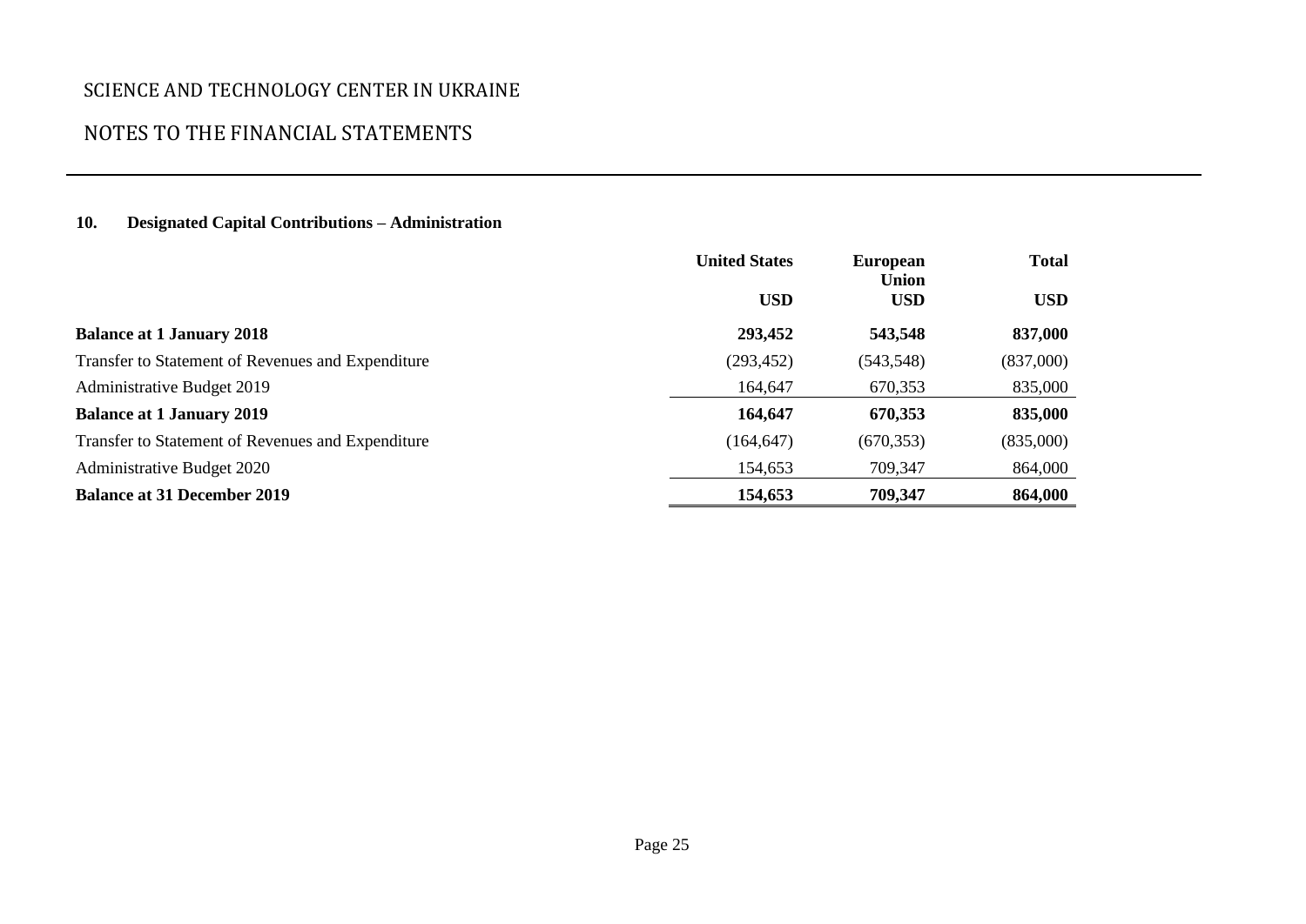SCIENCE AND TECHNOLOGY CENTER IN UKRAINE

NOTES TO THE FINANCIAL STATEMENTS

## 10. Designated Capital Contributions – Administration

| | United States | European Union | Total |
|---|---|---|---|
| | USD | USD | USD |
| **Balance at 1 January 2018** | **293,452** | **543,548** | **837,000** |
| Transfer to Statement of Revenues and Expenditure | (293,452) | (543,548) | (837,000) |
| Administrative Budget 2019 | 164,647 | 670,353 | 835,000 |
| **Balance at 1 January 2019** | **164,647** | **670,353** | **835,000** |
| Transfer to Statement of Revenues and Expenditure | (164,647) | (670,353) | (835,000) |
| Administrative Budget 2020 | 154,653 | 709,347 | 864,000 |
| **Balance at 31 December 2019** | **154,653** | **709,347** | **864,000** |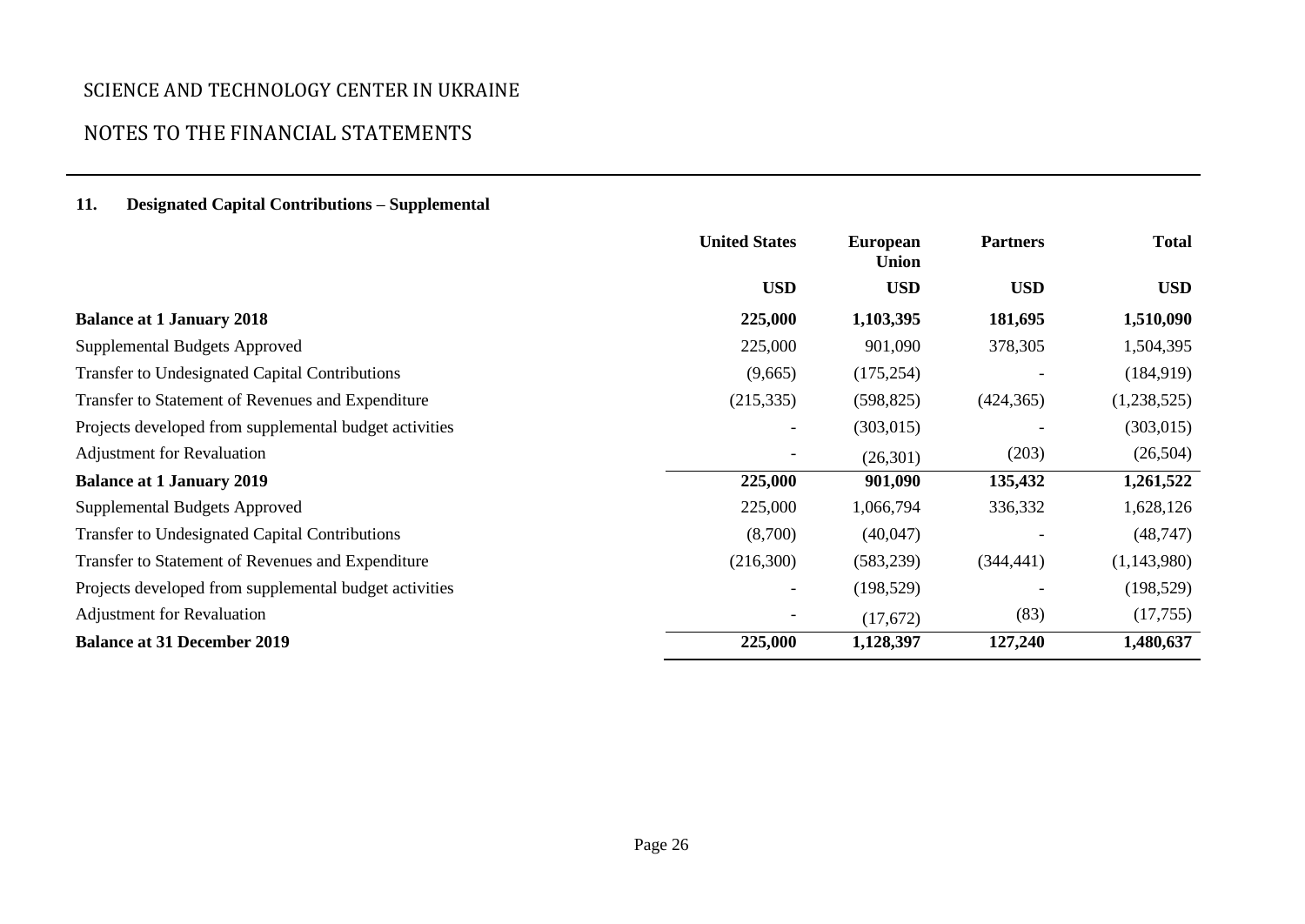# SCIENCE AND TECHNOLOGY CENTER IN UKRAINE

## NOTES TO THE FINANCIAL STATEMENTS

### 11. Designated Capital Contributions – Supplemental

| | United States | European Union | Partners | Total |
|---|---|---|---|---|
| | USD | USD | USD | USD |
| **Balance at 1 January 2018** | **225,000** | **1,103,395** | **181,695** | **1,510,090** |
| Supplemental Budgets Approved | 225,000 | 901,090 | 378,305 | 1,504,395 |
| Transfer to Undesignated Capital Contributions | (9,665) | (175,254) | - | (184,919) |
| Transfer to Statement of Revenues and Expenditure | (215,335) | (598,825) | (424,365) | (1,238,525) |
| Projects developed from supplemental budget activities | - | (303,015) | - | (303,015) |
| Adjustment for Revaluation | - | (26,301) | (203) | (26,504) |
| **Balance at 1 January 2019** | **225,000** | **901,090** | **135,432** | **1,261,522** |
| Supplemental Budgets Approved | 225,000 | 1,066,794 | 336,332 | 1,628,126 |
| Transfer to Undesignated Capital Contributions | (8,700) | (40,047) | - | (48,747) |
| Transfer to Statement of Revenues and Expenditure | (216,300) | (583,239) | (344,441) | (1,143,980) |
| Projects developed from supplemental budget activities | - | (198,529) | - | (198,529) |
| Adjustment for Revaluation | - | (17,672) | (83) | (17,755) |
| **Balance at 31 December 2019** | **225,000** | **1,128,397** | **127,240** | **1,480,637** |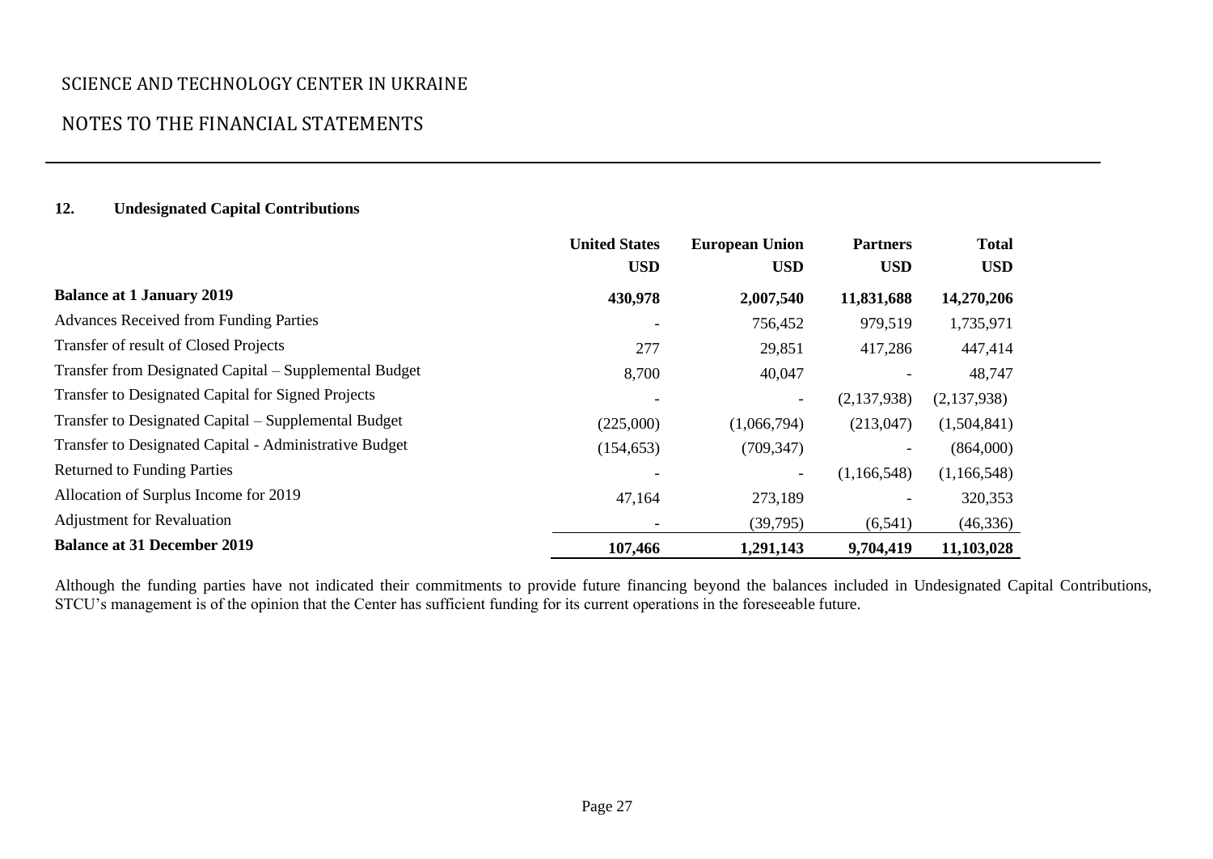## 12. Undesignated Capital Contributions

| | United States | European Union | Partners | Total |
|---|---|---|---|---|
| | USD | USD | USD | USD |
| **Balance at 1 January 2019** | **430,978** | **2,007,540** | **11,831,688** | **14,270,206** |
| Advances Received from Funding Parties | - | 756,452 | 979,519 | 1,735,971 |
| Transfer of result of Closed Projects | 277 | 29,851 | 417,286 | 447,414 |
| Transfer from Designated Capital – Supplemental Budget | 8,700 | 40,047 | - | 48,747 |
| Transfer to Designated Capital for Signed Projects | - | - | (2,137,938) | (2,137,938) |
| Transfer to Designated Capital – Supplemental Budget | (225,000) | (1,066,794) | (213,047) | (1,504,841) |
| Transfer to Designated Capital - Administrative Budget | (154,653) | (709,347) | - | (864,000) |
| Returned to Funding Parties | - | - | (1,166,548) | (1,166,548) |
| Allocation of Surplus Income for 2019 | 47,164 | 273,189 | - | 320,353 |
| Adjustment for Revaluation | - | (39,795) | (6,541) | (46,336) |
| **Balance at 31 December 2019** | **107,466** | **1,291,143** | **9,704,419** | **11,103,028** |

Although the funding parties have not indicated their commitments to provide future financing beyond the balances included in Undesignated Capital Contributions, STCU's management is of the opinion that the Center has sufficient funding for its current operations in the foreseeable future.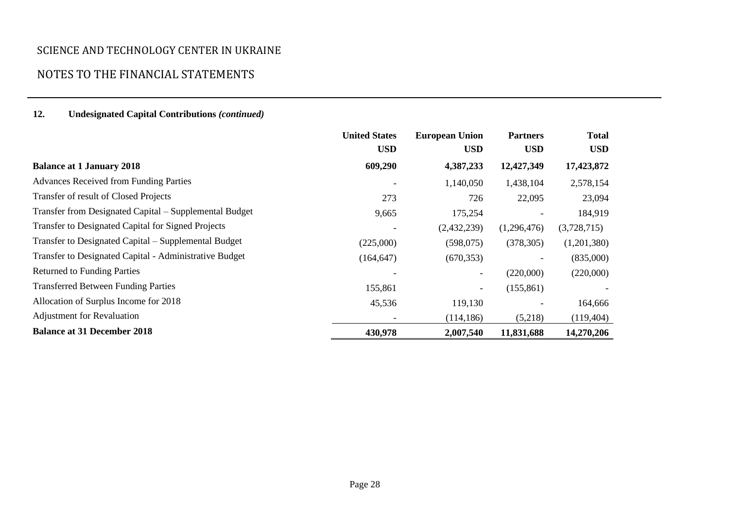## 12. Undesignated Capital Contributions *(continued)*

| | United States USD | European Union USD | Partners USD | Total USD |
|---|---|---|---|---|
| **Balance at 1 January 2018** | **609,290** | **4,387,233** | **12,427,349** | **17,423,872** |
| Advances Received from Funding Parties | - | 1,140,050 | 1,438,104 | 2,578,154 |
| Transfer of result of Closed Projects | 273 | 726 | 22,095 | 23,094 |
| Transfer from Designated Capital – Supplemental Budget | 9,665 | 175,254 | - | 184,919 |
| Transfer to Designated Capital for Signed Projects | - | (2,432,239) | (1,296,476) | (3,728,715) |
| Transfer to Designated Capital – Supplemental Budget | (225,000) | (598,075) | (378,305) | (1,201,380) |
| Transfer to Designated Capital - Administrative Budget | (164,647) | (670,353) | - | (835,000) |
| Returned to Funding Parties | - | - | (220,000) | (220,000) |
| Transferred Between Funding Parties | 155,861 | - | (155,861) | - |
| Allocation of Surplus Income for 2018 | 45,536 | 119,130 | - | 164,666 |
| Adjustment for Revaluation | - | (114,186) | (5,218) | (119,404) |
| **Balance at 31 December 2018** | **430,978** | **2,007,540** | **11,831,688** | **14,270,206** |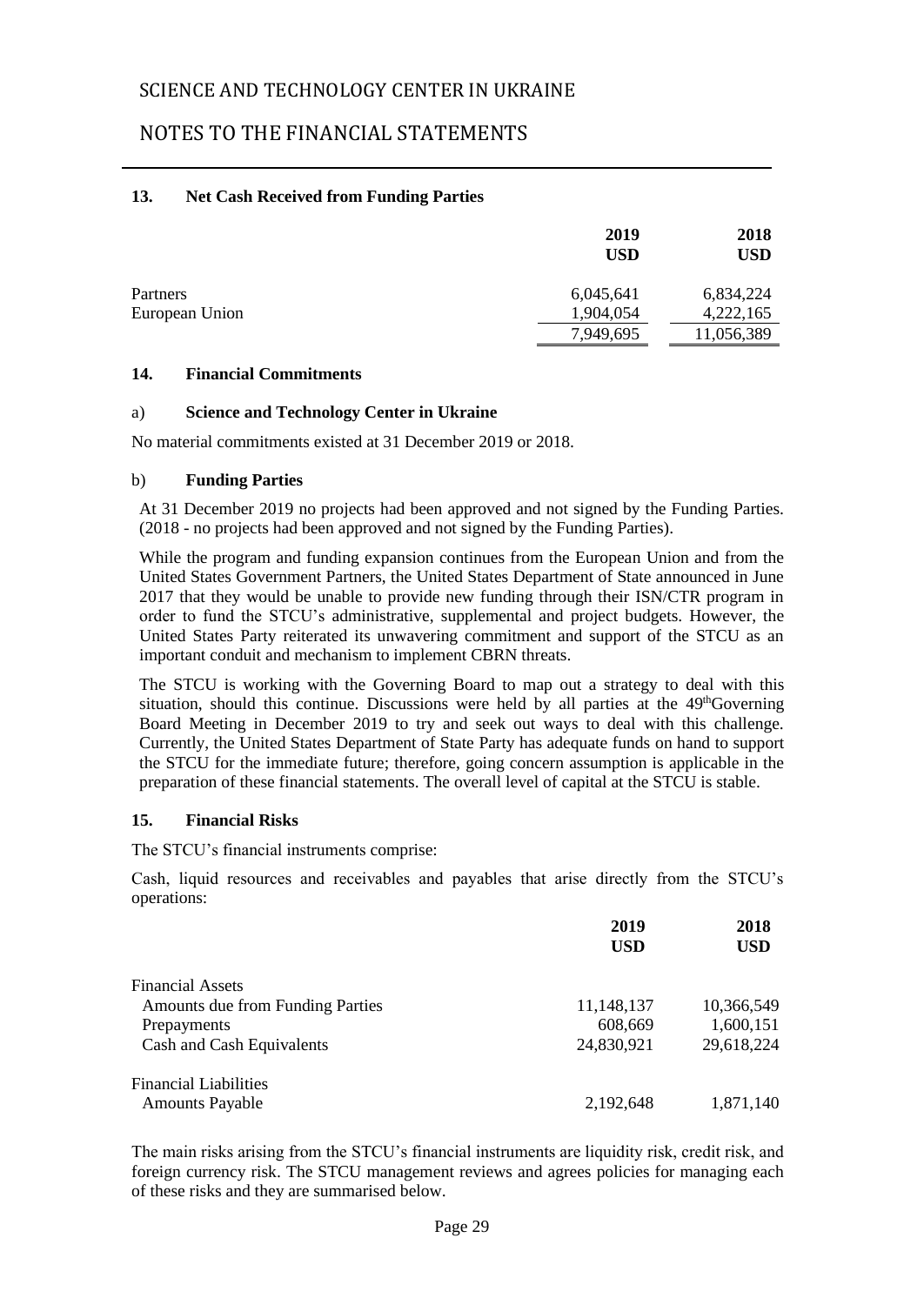## 13. Net Cash Received from Funding Parties

| | 2019 USD | 2018 USD |
|---|---|---|
| Partners | 6,045,641 | 6,834,224 |
| European Union | 1,904,054 | 4,222,165 |
| | 7,949,695 | 11,056,389 |

## 14. Financial Commitments

### a) Science and Technology Center in Ukraine

No material commitments existed at 31 December 2019 or 2018.

### b) Funding Parties

At 31 December 2019 no projects had been approved and not signed by the Funding Parties. (2018 - no projects had been approved and not signed by the Funding Parties).

While the program and funding expansion continues from the European Union and from the United States Government Partners, the United States Department of State announced in June 2017 that they would be unable to provide new funding through their ISN/CTR program in order to fund the STCU's administrative, supplemental and project budgets. However, the United States Party reiterated its unwavering commitment and support of the STCU as an important conduit and mechanism to implement CBRN threats.

The STCU is working with the Governing Board to map out a strategy to deal with this situation, should this continue. Discussions were held by all parties at the 49thGoverning Board Meeting in December 2019 to try and seek out ways to deal with this challenge. Currently, the United States Department of State Party has adequate funds on hand to support the STCU for the immediate future; therefore, going concern assumption is applicable in the preparation of these financial statements. The overall level of capital at the STCU is stable.

## 15. Financial Risks

The STCU's financial instruments comprise:

Cash, liquid resources and receivables and payables that arise directly from the STCU's operations:

| | 2019 USD | 2018 USD |
|---|---|---|
| Financial Assets | | |
| Amounts due from Funding Parties | 11,148,137 | 10,366,549 |
| Prepayments | 608,669 | 1,600,151 |
| Cash and Cash Equivalents | 24,830,921 | 29,618,224 |
| Financial Liabilities | | |
| Amounts Payable | 2,192,648 | 1,871,140 |

The main risks arising from the STCU's financial instruments are liquidity risk, credit risk, and foreign currency risk. The STCU management reviews and agrees policies for managing each of these risks and they are summarised below.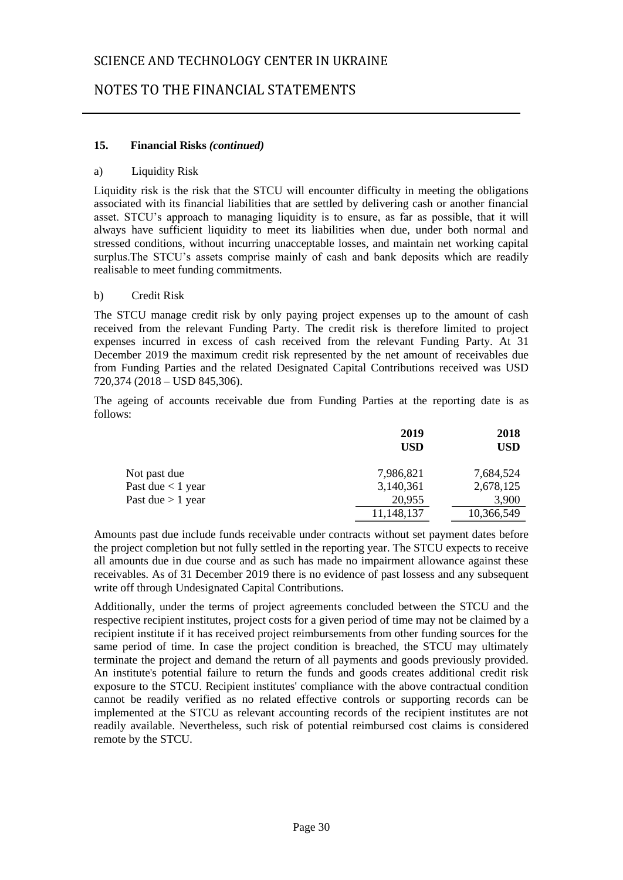### 15. Financial Risks *(continued)*

a) Liquidity Risk

Liquidity risk is the risk that the STCU will encounter difficulty in meeting the obligations associated with its financial liabilities that are settled by delivering cash or another financial asset. STCU's approach to managing liquidity is to ensure, as far as possible, that it will always have sufficient liquidity to meet its liabilities when due, under both normal and stressed conditions, without incurring unacceptable losses, and maintain net working capital surplus.The STCU's assets comprise mainly of cash and bank deposits which are readily realisable to meet funding commitments.

b) Credit Risk

The STCU manage credit risk by only paying project expenses up to the amount of cash received from the relevant Funding Party. The credit risk is therefore limited to project expenses incurred in excess of cash received from the relevant Funding Party. At 31 December 2019 the maximum credit risk represented by the net amount of receivables due from Funding Parties and the related Designated Capital Contributions received was USD 720,374 (2018 – USD 845,306).

The ageing of accounts receivable due from Funding Parties at the reporting date is as follows:

| | 2019 USD | 2018 USD |
|---|---|---|
| Not past due | 7,986,821 | 7,684,524 |
| Past due < 1 year | 3,140,361 | 2,678,125 |
| Past due > 1 year | 20,955 | 3,900 |
| | 11,148,137 | 10,366,549 |

Amounts past due include funds receivable under contracts without set payment dates before the project completion but not fully settled in the reporting year. The STCU expects to receive all amounts due in due course and as such has made no impairment allowance against these receivables. As of 31 December 2019 there is no evidence of past lossess and any subsequent write off through Undesignated Capital Contributions.

Additionally, under the terms of project agreements concluded between the STCU and the respective recipient institutes, project costs for a given period of time may not be claimed by a recipient institute if it has received project reimbursements from other funding sources for the same period of time. In case the project condition is breached, the STCU may ultimately terminate the project and demand the return of all payments and goods previously provided. An institute's potential failure to return the funds and goods creates additional credit risk exposure to the STCU. Recipient institutes' compliance with the above contractual condition cannot be readily verified as no related effective controls or supporting records can be implemented at the STCU as relevant accounting records of the recipient institutes are not readily available. Nevertheless, such risk of potential reimbursed cost claims is considered remote by the STCU.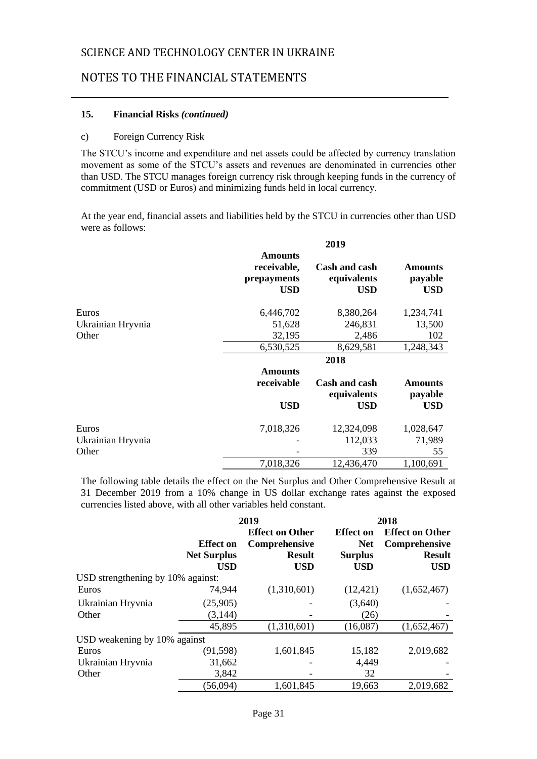SCIENCE AND TECHNOLOGY CENTER IN UKRAINE

NOTES TO THE FINANCIAL STATEMENTS

**15. Financial Risks *(continued)***

c) Foreign Currency Risk

The STCU's income and expenditure and net assets could be affected by currency translation movement as some of the STCU's assets and revenues are denominated in currencies other than USD. The STCU manages foreign currency risk through keeping funds in the currency of commitment (USD or Euros) and minimizing funds held in local currency.

At the year end, financial assets and liabilities held by the STCU in currencies other than USD were as follows:

| | 2019 | | |
|---|---|---|---|
| | **Amounts receivable, prepayments USD** | **Cash and cash equivalents USD** | **Amounts payable USD** |
| Euros | 6,446,702 | 8,380,264 | 1,234,741 |
| Ukrainian Hryvnia | 51,628 | 246,831 | 13,500 |
| Other | 32,195 | 2,486 | 102 |
| | 6,530,525 | 8,629,581 | 1,248,343 |

| | 2018 | | |
|---|---|---|---|
| | **Amounts receivable USD** | **Cash and cash equivalents USD** | **Amounts payable USD** |
| Euros | 7,018,326 | 12,324,098 | 1,028,647 |
| Ukrainian Hryvnia | - | 112,033 | 71,989 |
| Other | - | 339 | 55 |
| | 7,018,326 | 12,436,470 | 1,100,691 |

The following table details the effect on the Net Surplus and Other Comprehensive Result at 31 December 2019 from a 10% change in US dollar exchange rates against the exposed currencies listed above, with all other variables held constant.

| | 2019 | | 2018 | |
|---|---|---|---|---|
| | **Effect on Net Surplus USD** | **Effect on Other Comprehensive Result USD** | **Effect on Net Surplus USD** | **Effect on Other Comprehensive Result USD** |
| USD strengthening by 10% against: | | | | |
| Euros | 74,944 | (1,310,601) | (12,421) | (1,652,467) |
| Ukrainian Hryvnia | (25,905) | - | (3,640) | - |
| Other | (3,144) | - | (26) | - |
| | 45,895 | (1,310,601) | (16,087) | (1,652,467) |
| USD weakening by 10% against | | | | |
| Euros | (91,598) | 1,601,845 | 15,182 | 2,019,682 |
| Ukrainian Hryvnia | 31,662 | - | 4,449 | - |
| Other | 3,842 | - | 32 | - |
| | (56,094) | 1,601,845 | 19,663 | 2,019,682 |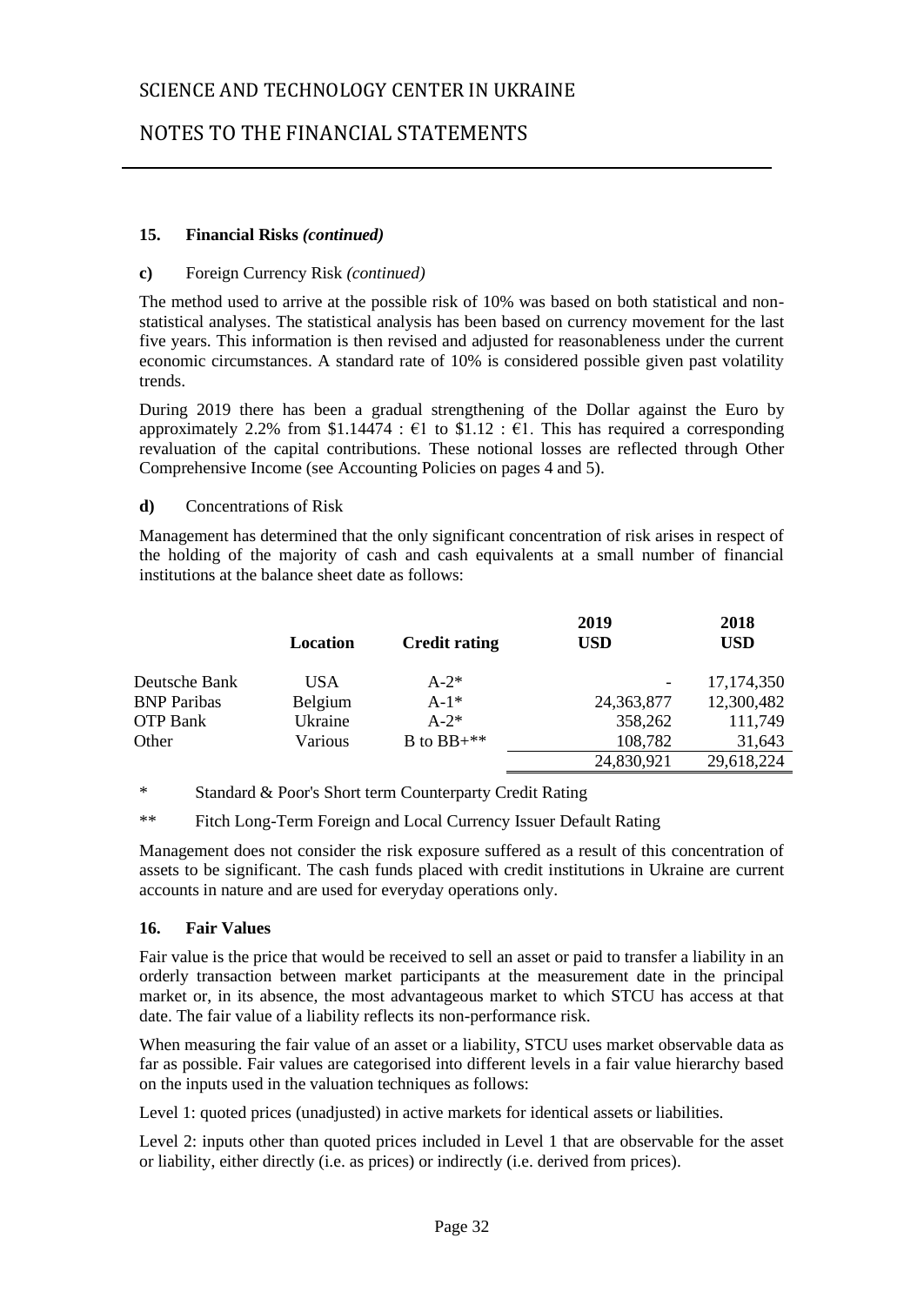### 15. Financial Risks *(continued)*

**c)** Foreign Currency Risk *(continued)*

The method used to arrive at the possible risk of 10% was based on both statistical and non-statistical analyses. The statistical analysis has been based on currency movement for the last five years. This information is then revised and adjusted for reasonableness under the current economic circumstances. A standard rate of 10% is considered possible given past volatility trends.

During 2019 there has been a gradual strengthening of the Dollar against the Euro by approximately 2.2% from \$1.14474 : €1 to \$1.12 : €1. This has required a corresponding revaluation of the capital contributions. These notional losses are reflected through Other Comprehensive Income (see Accounting Policies on pages 4 and 5).

**d)** Concentrations of Risk

Management has determined that the only significant concentration of risk arises in respect of the holding of the majority of cash and cash equivalents at a small number of financial institutions at the balance sheet date as follows:

| | Location | Credit rating | 2019 USD | 2018 USD |
|---|---|---|---|---|
| Deutsche Bank | USA | A-2* | - | 17,174,350 |
| BNP Paribas | Belgium | A-1* | 24,363,877 | 12,300,482 |
| OTP Bank | Ukraine | A-2* | 358,262 | 111,749 |
| Other | Various | B to BB+** | 108,782 | 31,643 |
| | | | 24,830,921 | 29,618,224 |

\* Standard & Poor's Short term Counterparty Credit Rating

\** Fitch Long-Term Foreign and Local Currency Issuer Default Rating

Management does not consider the risk exposure suffered as a result of this concentration of assets to be significant. The cash funds placed with credit institutions in Ukraine are current accounts in nature and are used for everyday operations only.

### 16. Fair Values

Fair value is the price that would be received to sell an asset or paid to transfer a liability in an orderly transaction between market participants at the measurement date in the principal market or, in its absence, the most advantageous market to which STCU has access at that date. The fair value of a liability reflects its non-performance risk.

When measuring the fair value of an asset or a liability, STCU uses market observable data as far as possible. Fair values are categorised into different levels in a fair value hierarchy based on the inputs used in the valuation techniques as follows:

Level 1: quoted prices (unadjusted) in active markets for identical assets or liabilities.

Level 2: inputs other than quoted prices included in Level 1 that are observable for the asset or liability, either directly (i.e. as prices) or indirectly (i.e. derived from prices).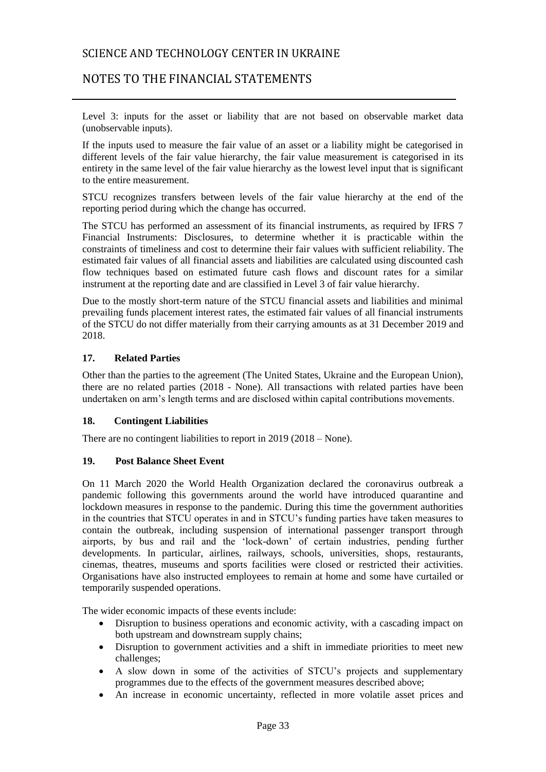Level 3: inputs for the asset or liability that are not based on observable market data (unobservable inputs).

If the inputs used to measure the fair value of an asset or a liability might be categorised in different levels of the fair value hierarchy, the fair value measurement is categorised in its entirety in the same level of the fair value hierarchy as the lowest level input that is significant to the entire measurement.

STCU recognizes transfers between levels of the fair value hierarchy at the end of the reporting period during which the change has occurred.

The STCU has performed an assessment of its financial instruments, as required by IFRS 7 Financial Instruments: Disclosures, to determine whether it is practicable within the constraints of timeliness and cost to determine their fair values with sufficient reliability. The estimated fair values of all financial assets and liabilities are calculated using discounted cash flow techniques based on estimated future cash flows and discount rates for a similar instrument at the reporting date and are classified in Level 3 of fair value hierarchy.

Due to the mostly short-term nature of the STCU financial assets and liabilities and minimal prevailing funds placement interest rates, the estimated fair values of all financial instruments of the STCU do not differ materially from their carrying amounts as at 31 December 2019 and 2018.

## 17. Related Parties

Other than the parties to the agreement (The United States, Ukraine and the European Union), there are no related parties (2018 - None). All transactions with related parties have been undertaken on arm's length terms and are disclosed within capital contributions movements.

## 18. Contingent Liabilities

There are no contingent liabilities to report in 2019 (2018 – None).

## 19. Post Balance Sheet Event

On 11 March 2020 the World Health Organization declared the coronavirus outbreak a pandemic following this governments around the world have introduced quarantine and lockdown measures in response to the pandemic. During this time the government authorities in the countries that STCU operates in and in STCU's funding parties have taken measures to contain the outbreak, including suspension of international passenger transport through airports, by bus and rail and the 'lock-down' of certain industries, pending further developments. In particular, airlines, railways, schools, universities, shops, restaurants, cinemas, theatres, museums and sports facilities were closed or restricted their activities. Organisations have also instructed employees to remain at home and some have curtailed or temporarily suspended operations.

The wider economic impacts of these events include:

- Disruption to business operations and economic activity, with a cascading impact on both upstream and downstream supply chains;
- Disruption to government activities and a shift in immediate priorities to meet new challenges;
- A slow down in some of the activities of STCU's projects and supplementary programmes due to the effects of the government measures described above;
- An increase in economic uncertainty, reflected in more volatile asset prices and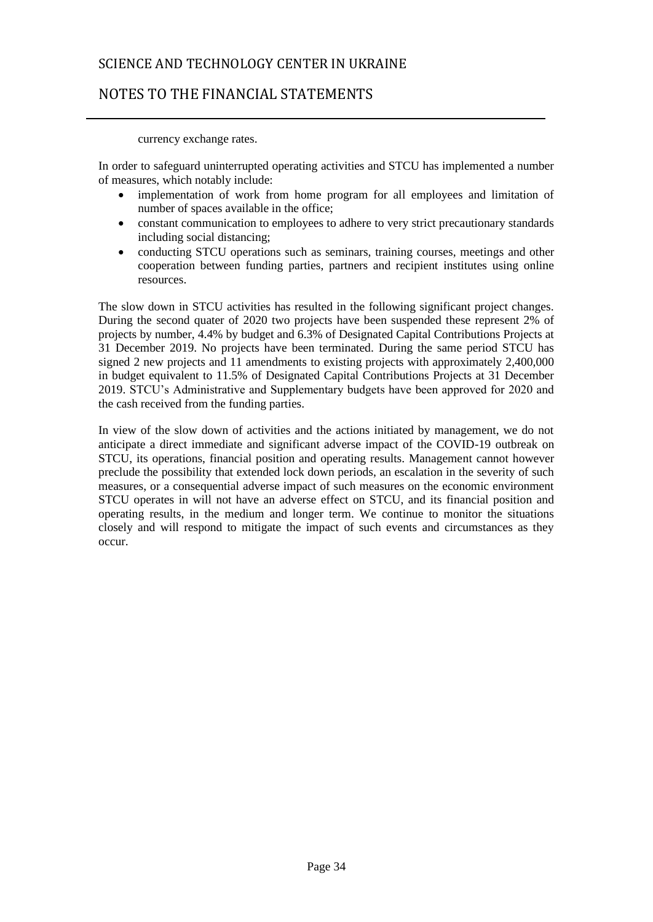currency exchange rates.

In order to safeguard uninterrupted operating activities and STCU has implemented a number of measures, which notably include:

- implementation of work from home program for all employees and limitation of number of spaces available in the office;
- constant communication to employees to adhere to very strict precautionary standards including social distancing;
- conducting STCU operations such as seminars, training courses, meetings and other cooperation between funding parties, partners and recipient institutes using online resources.

The slow down in STCU activities has resulted in the following significant project changes. During the second quater of 2020 two projects have been suspended these represent 2% of projects by number, 4.4% by budget and 6.3% of Designated Capital Contributions Projects at 31 December 2019. No projects have been terminated. During the same period STCU has signed 2 new projects and 11 amendments to existing projects with approximately 2,400,000 in budget equivalent to 11.5% of Designated Capital Contributions Projects at 31 December 2019. STCU's Administrative and Supplementary budgets have been approved for 2020 and the cash received from the funding parties.

In view of the slow down of activities and the actions initiated by management, we do not anticipate a direct immediate and significant adverse impact of the COVID-19 outbreak on STCU, its operations, financial position and operating results. Management cannot however preclude the possibility that extended lock down periods, an escalation in the severity of such measures, or a consequential adverse impact of such measures on the economic environment STCU operates in will not have an adverse effect on STCU, and its financial position and operating results, in the medium and longer term. We continue to monitor the situations closely and will respond to mitigate the impact of such events and circumstances as they occur.